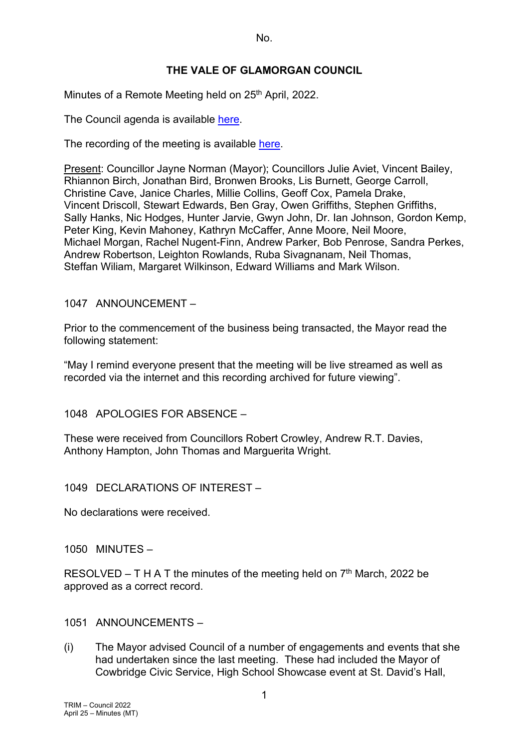No.

# THE VALE OF GLAMORGAN COUNCIL

Minutes of a Remote Meeting held on 25th April, 2022.

The Council agenda is available here.

The recording of the meeting is available here.

Present: Councillor Jayne Norman (Mayor); Councillors Julie Aviet, Vincent Bailey, Rhiannon Birch, Jonathan Bird, Bronwen Brooks, Lis Burnett, George Carroll, Christine Cave, Janice Charles, Millie Collins, Geoff Cox, Pamela Drake, Vincent Driscoll, Stewart Edwards, Ben Gray, Owen Griffiths, Stephen Griffiths, Sally Hanks, Nic Hodges, Hunter Jarvie, Gwyn John, Dr. Ian Johnson, Gordon Kemp, Peter King, Kevin Mahoney, Kathryn McCaffer, Anne Moore, Neil Moore, Michael Morgan, Rachel Nugent-Finn, Andrew Parker, Bob Penrose, Sandra Perkes, Andrew Robertson, Leighton Rowlands, Ruba Sivagnanam, Neil Thomas, Steffan Wiliam, Margaret Wilkinson, Edward Williams and Mark Wilson.

## 1047 ANNOUNCEMENT –

Prior to the commencement of the business being transacted, the Mayor read the following statement:

"May I remind everyone present that the meeting will be live streamed as well as recorded via the internet and this recording archived for future viewing".

## 1048 APOLOGIES FOR ABSENCE –

These were received from Councillors Robert Crowley, Andrew R.T. Davies, Anthony Hampton, John Thomas and Marguerita Wright.

## 1049 DECLARATIONS OF INTEREST –

No declarations were received.

## 1050 MINUTES –

RESOLVED – T H A T the minutes of the meeting held on 7th March, 2022 be approved as a correct record.

## 1051 ANNOUNCEMENTS –

(i) The Mayor advised Council of a number of engagements and events that she had undertaken since the last meeting. These had included the Mayor of Cowbridge Civic Service, High School Showcase event at St. David's Hall,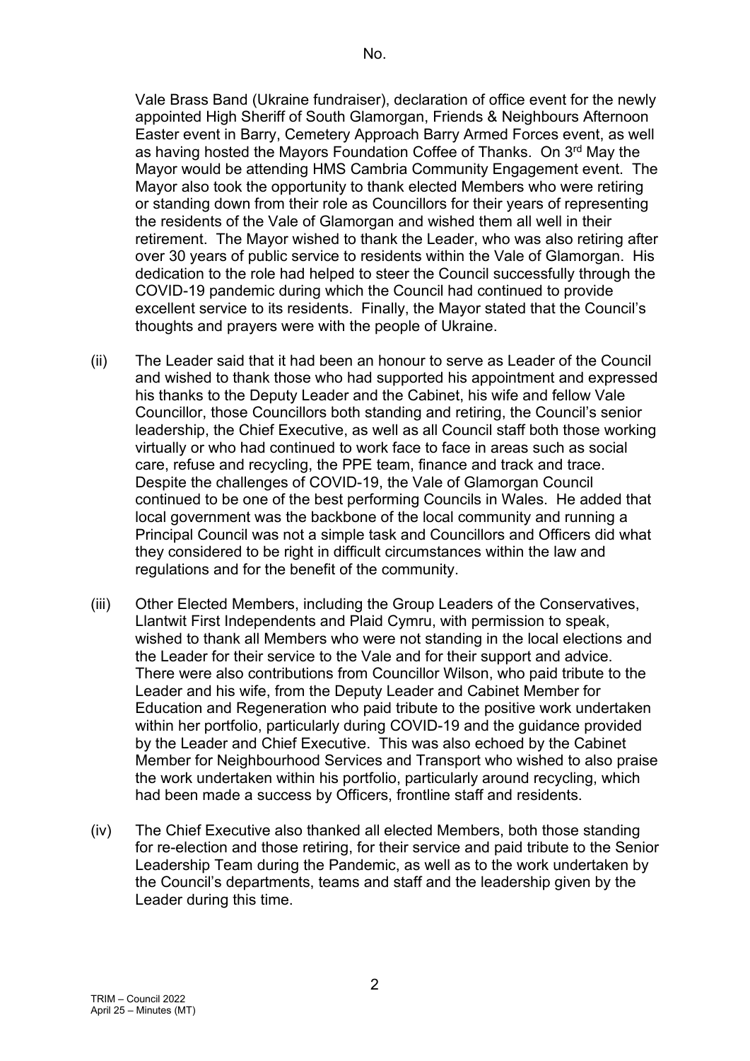Vale Brass Band (Ukraine fundraiser), declaration of office event for the newly appointed High Sheriff of South Glamorgan, Friends & Neighbours Afternoon Easter event in Barry, Cemetery Approach Barry Armed Forces event, as well as having hosted the Mayors Foundation Coffee of Thanks. On 3rd May the Mayor would be attending HMS Cambria Community Engagement event. The Mayor also took the opportunity to thank elected Members who were retiring or standing down from their role as Councillors for their years of representing the residents of the Vale of Glamorgan and wished them all well in their retirement. The Mayor wished to thank the Leader, who was also retiring after over 30 years of public service to residents within the Vale of Glamorgan. His dedication to the role had helped to steer the Council successfully through the COVID-19 pandemic during which the Council had continued to provide excellent service to its residents. Finally, the Mayor stated that the Council's thoughts and prayers were with the people of Ukraine.

(ii) The Leader said that it had been an honour to serve as Leader of the Council and wished to thank those who had supported his appointment and expressed his thanks to the Deputy Leader and the Cabinet, his wife and fellow Vale Councillor, those Councillors both standing and retiring, the Council's senior leadership, the Chief Executive, as well as all Council staff both those working virtually or who had continued to work face to face in areas such as social care, refuse and recycling, the PPE team, finance and track and trace. Despite the challenges of COVID-19, the Vale of Glamorgan Council continued to be one of the best performing Councils in Wales. He added that local government was the backbone of the local community and running a Principal Council was not a simple task and Councillors and Officers did what they considered to be right in difficult circumstances within the law and regulations and for the benefit of the community.

(iii) Other Elected Members, including the Group Leaders of the Conservatives, Llantwit First Independents and Plaid Cymru, with permission to speak, wished to thank all Members who were not standing in the local elections and the Leader for their service to the Vale and for their support and advice. There were also contributions from Councillor Wilson, who paid tribute to the Leader and his wife, from the Deputy Leader and Cabinet Member for Education and Regeneration who paid tribute to the positive work undertaken within her portfolio, particularly during COVID-19 and the guidance provided by the Leader and Chief Executive. This was also echoed by the Cabinet Member for Neighbourhood Services and Transport who wished to also praise the work undertaken within his portfolio, particularly around recycling, which had been made a success by Officers, frontline staff and residents.

(iv) The Chief Executive also thanked all elected Members, both those standing for re-election and those retiring, for their service and paid tribute to the Senior Leadership Team during the Pandemic, as well as to the work undertaken by the Council's departments, teams and staff and the leadership given by the Leader during this time.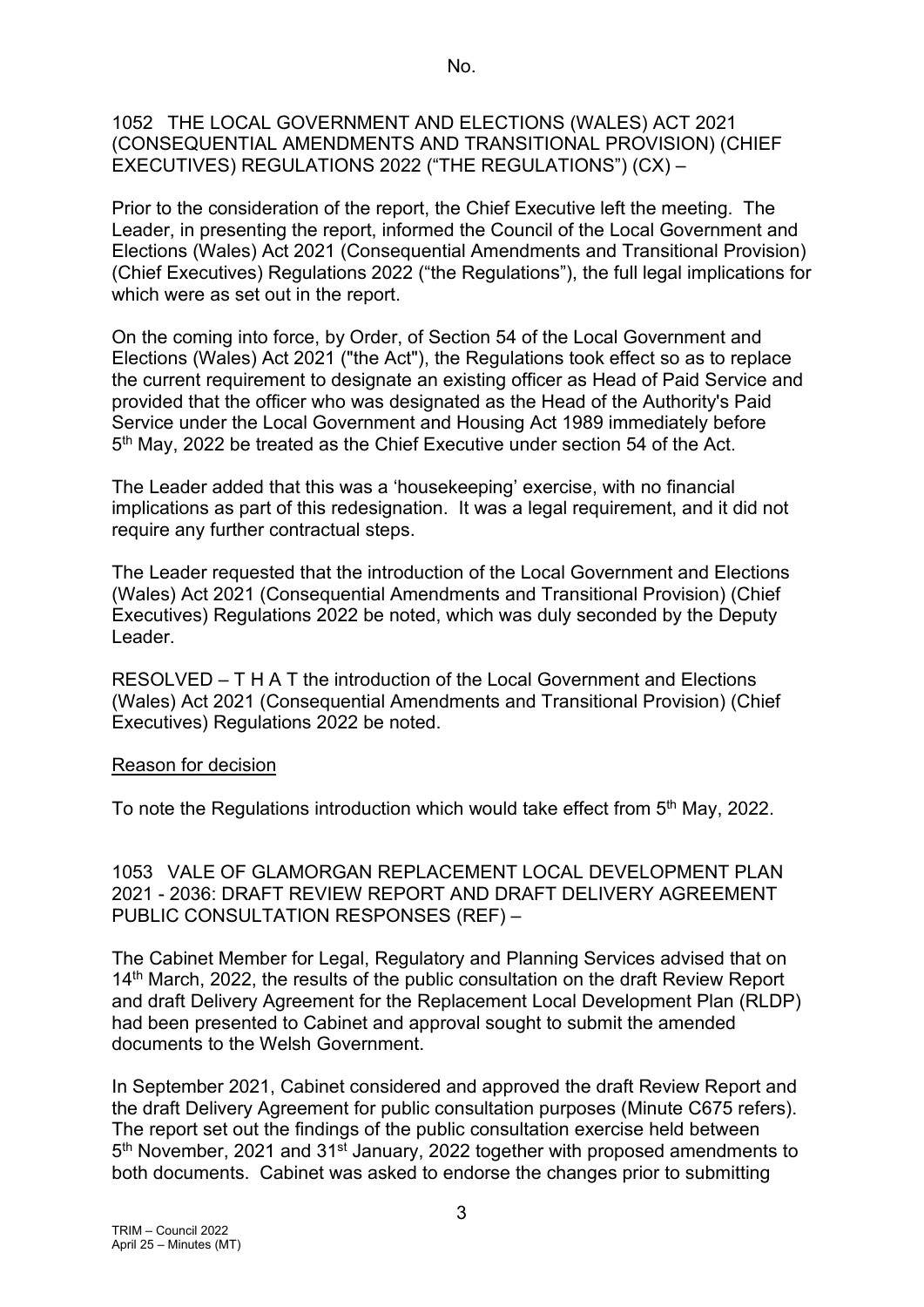1052 THE LOCAL GOVERNMENT AND ELECTIONS (WALES) ACT 2021 (CONSEQUENTIAL AMENDMENTS AND TRANSITIONAL PROVISION) (CHIEF EXECUTIVES) REGULATIONS 2022 ("THE REGULATIONS") (CX) –

Prior to the consideration of the report, the Chief Executive left the meeting. The Leader, in presenting the report, informed the Council of the Local Government and Elections (Wales) Act 2021 (Consequential Amendments and Transitional Provision) (Chief Executives) Regulations 2022 ("the Regulations"), the full legal implications for which were as set out in the report.

On the coming into force, by Order, of Section 54 of the Local Government and Elections (Wales) Act 2021 ("the Act"), the Regulations took effect so as to replace the current requirement to designate an existing officer as Head of Paid Service and provided that the officer who was designated as the Head of the Authority's Paid Service under the Local Government and Housing Act 1989 immediately before 5th May, 2022 be treated as the Chief Executive under section 54 of the Act.

The Leader added that this was a 'housekeeping' exercise, with no financial implications as part of this redesignation. It was a legal requirement, and it did not require any further contractual steps.

The Leader requested that the introduction of the Local Government and Elections (Wales) Act 2021 (Consequential Amendments and Transitional Provision) (Chief Executives) Regulations 2022 be noted, which was duly seconded by the Deputy Leader.

RESOLVED – T H A T the introduction of the Local Government and Elections (Wales) Act 2021 (Consequential Amendments and Transitional Provision) (Chief Executives) Regulations 2022 be noted.

Reason for decision

To note the Regulations introduction which would take effect from 5th May, 2022.

1053 VALE OF GLAMORGAN REPLACEMENT LOCAL DEVELOPMENT PLAN 2021 - 2036: DRAFT REVIEW REPORT AND DRAFT DELIVERY AGREEMENT PUBLIC CONSULTATION RESPONSES (REF) –

The Cabinet Member for Legal, Regulatory and Planning Services advised that on 14th March, 2022, the results of the public consultation on the draft Review Report and draft Delivery Agreement for the Replacement Local Development Plan (RLDP) had been presented to Cabinet and approval sought to submit the amended documents to the Welsh Government.

In September 2021, Cabinet considered and approved the draft Review Report and the draft Delivery Agreement for public consultation purposes (Minute C675 refers). The report set out the findings of the public consultation exercise held between 5th November, 2021 and 31st January, 2022 together with proposed amendments to both documents. Cabinet was asked to endorse the changes prior to submitting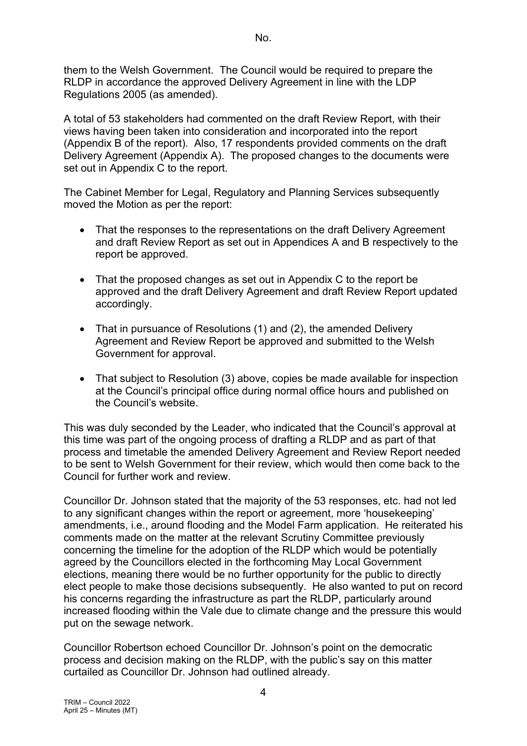them to the Welsh Government. The Council would be required to prepare the RLDP in accordance the approved Delivery Agreement in line with the LDP Regulations 2005 (as amended).

A total of 53 stakeholders had commented on the draft Review Report, with their views having been taken into consideration and incorporated into the report (Appendix B of the report). Also, 17 respondents provided comments on the draft Delivery Agreement (Appendix A). The proposed changes to the documents were set out in Appendix C to the report.

The Cabinet Member for Legal, Regulatory and Planning Services subsequently moved the Motion as per the report:

- That the responses to the representations on the draft Delivery Agreement and draft Review Report as set out in Appendices A and B respectively to the report be approved.
- That the proposed changes as set out in Appendix C to the report be approved and the draft Delivery Agreement and draft Review Report updated accordingly.
- That in pursuance of Resolutions (1) and (2), the amended Delivery Agreement and Review Report be approved and submitted to the Welsh Government for approval.
- That subject to Resolution (3) above, copies be made available for inspection at the Council's principal office during normal office hours and published on the Council's website.

This was duly seconded by the Leader, who indicated that the Council's approval at this time was part of the ongoing process of drafting a RLDP and as part of that process and timetable the amended Delivery Agreement and Review Report needed to be sent to Welsh Government for their review, which would then come back to the Council for further work and review.

Councillor Dr. Johnson stated that the majority of the 53 responses, etc. had not led to any significant changes within the report or agreement, more 'housekeeping' amendments, i.e., around flooding and the Model Farm application. He reiterated his comments made on the matter at the relevant Scrutiny Committee previously concerning the timeline for the adoption of the RLDP which would be potentially agreed by the Councillors elected in the forthcoming May Local Government elections, meaning there would be no further opportunity for the public to directly elect people to make those decisions subsequently. He also wanted to put on record his concerns regarding the infrastructure as part the RLDP, particularly around increased flooding within the Vale due to climate change and the pressure this would put on the sewage network.

Councillor Robertson echoed Councillor Dr. Johnson's point on the democratic process and decision making on the RLDP, with the public's say on this matter curtailed as Councillor Dr. Johnson had outlined already.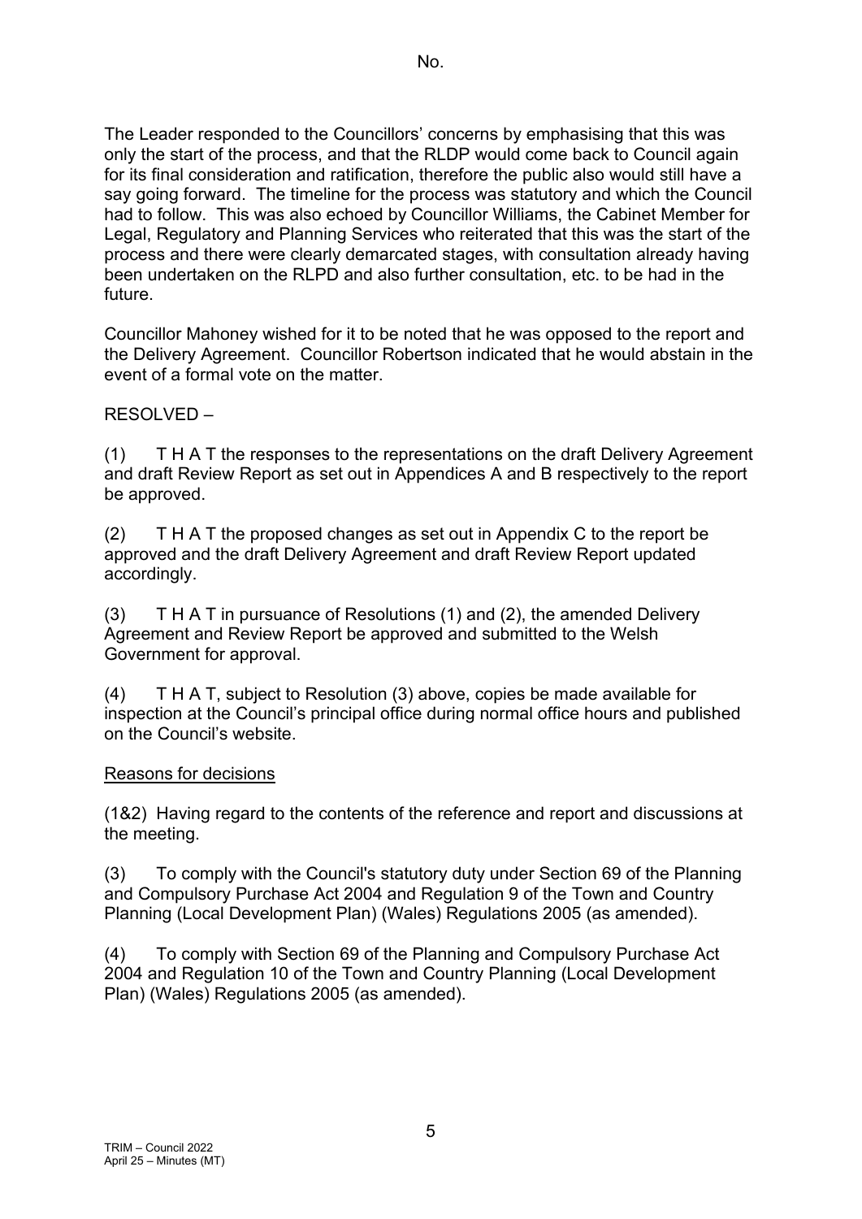The Leader responded to the Councillors' concerns by emphasising that this was only the start of the process, and that the RLDP would come back to Council again for its final consideration and ratification, therefore the public also would still have a say going forward. The timeline for the process was statutory and which the Council had to follow. This was also echoed by Councillor Williams, the Cabinet Member for Legal, Regulatory and Planning Services who reiterated that this was the start of the process and there were clearly demarcated stages, with consultation already having been undertaken on the RLPD and also further consultation, etc. to be had in the future.

Councillor Mahoney wished for it to be noted that he was opposed to the report and the Delivery Agreement. Councillor Robertson indicated that he would abstain in the event of a formal vote on the matter.

RESOLVED –

(1) T H A T the responses to the representations on the draft Delivery Agreement and draft Review Report as set out in Appendices A and B respectively to the report be approved.

(2) T H A T the proposed changes as set out in Appendix C to the report be approved and the draft Delivery Agreement and draft Review Report updated accordingly.

(3) T H A T in pursuance of Resolutions (1) and (2), the amended Delivery Agreement and Review Report be approved and submitted to the Welsh Government for approval.

(4) T H A T, subject to Resolution (3) above, copies be made available for inspection at the Council's principal office during normal office hours and published on the Council's website.

Reasons for decisions

(1&2) Having regard to the contents of the reference and report and discussions at the meeting.

(3) To comply with the Council's statutory duty under Section 69 of the Planning and Compulsory Purchase Act 2004 and Regulation 9 of the Town and Country Planning (Local Development Plan) (Wales) Regulations 2005 (as amended).

(4) To comply with Section 69 of the Planning and Compulsory Purchase Act 2004 and Regulation 10 of the Town and Country Planning (Local Development Plan) (Wales) Regulations 2005 (as amended).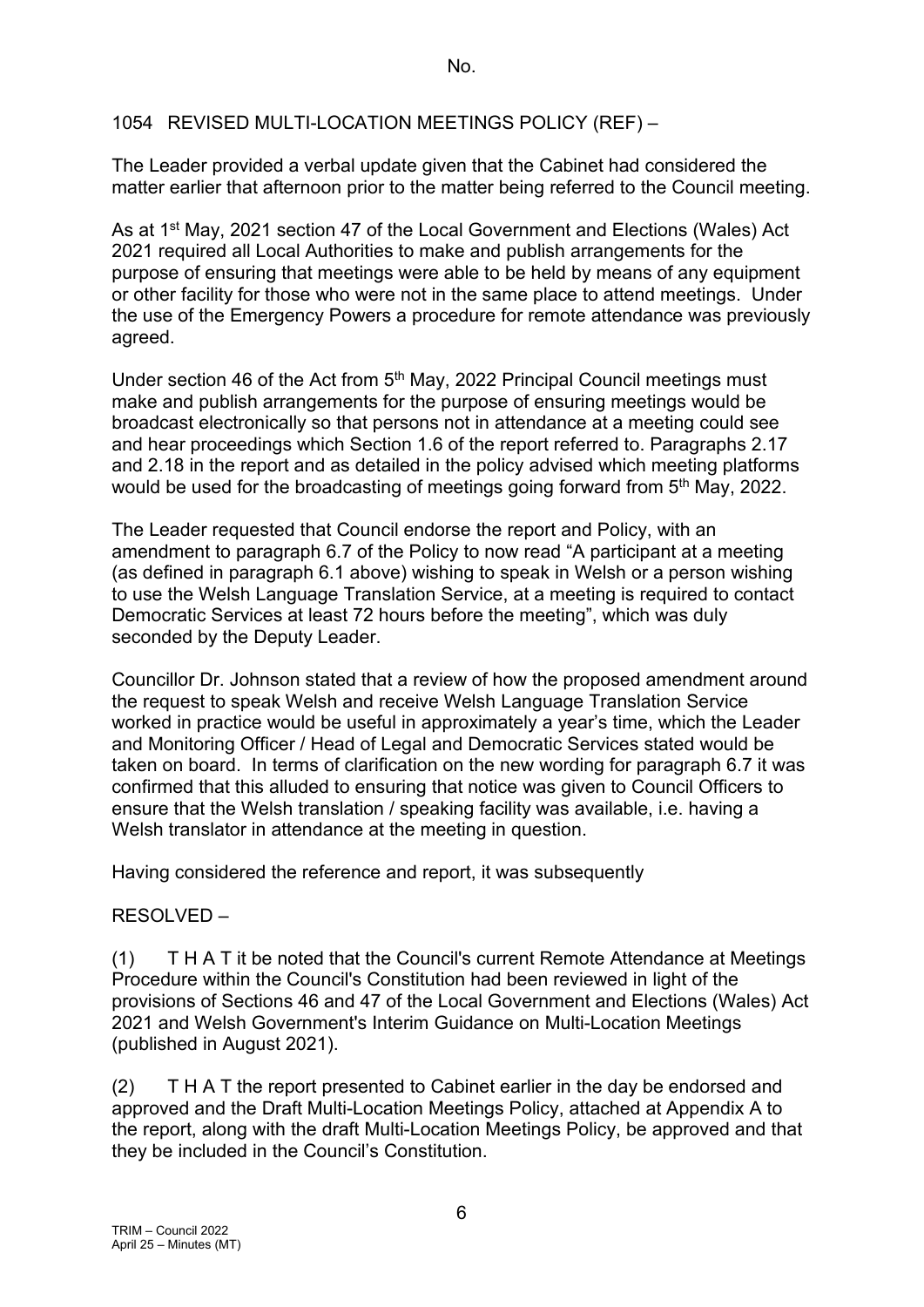1054 REVISED MULTI-LOCATION MEETINGS POLICY (REF) –

The Leader provided a verbal update given that the Cabinet had considered the matter earlier that afternoon prior to the matter being referred to the Council meeting.

As at 1st May, 2021 section 47 of the Local Government and Elections (Wales) Act 2021 required all Local Authorities to make and publish arrangements for the purpose of ensuring that meetings were able to be held by means of any equipment or other facility for those who were not in the same place to attend meetings. Under the use of the Emergency Powers a procedure for remote attendance was previously agreed.

Under section 46 of the Act from 5th May, 2022 Principal Council meetings must make and publish arrangements for the purpose of ensuring meetings would be broadcast electronically so that persons not in attendance at a meeting could see and hear proceedings which Section 1.6 of the report referred to. Paragraphs 2.17 and 2.18 in the report and as detailed in the policy advised which meeting platforms would be used for the broadcasting of meetings going forward from 5th May, 2022.

The Leader requested that Council endorse the report and Policy, with an amendment to paragraph 6.7 of the Policy to now read "A participant at a meeting (as defined in paragraph 6.1 above) wishing to speak in Welsh or a person wishing to use the Welsh Language Translation Service, at a meeting is required to contact Democratic Services at least 72 hours before the meeting", which was duly seconded by the Deputy Leader.

Councillor Dr. Johnson stated that a review of how the proposed amendment around the request to speak Welsh and receive Welsh Language Translation Service worked in practice would be useful in approximately a year's time, which the Leader and Monitoring Officer / Head of Legal and Democratic Services stated would be taken on board. In terms of clarification on the new wording for paragraph 6.7 it was confirmed that this alluded to ensuring that notice was given to Council Officers to ensure that the Welsh translation / speaking facility was available, i.e. having a Welsh translator in attendance at the meeting in question.

Having considered the reference and report, it was subsequently

RESOLVED –

(1) T H A T it be noted that the Council's current Remote Attendance at Meetings Procedure within the Council's Constitution had been reviewed in light of the provisions of Sections 46 and 47 of the Local Government and Elections (Wales) Act 2021 and Welsh Government's Interim Guidance on Multi-Location Meetings (published in August 2021).

(2) T H A T the report presented to Cabinet earlier in the day be endorsed and approved and the Draft Multi-Location Meetings Policy, attached at Appendix A to the report, along with the draft Multi-Location Meetings Policy, be approved and that they be included in the Council's Constitution.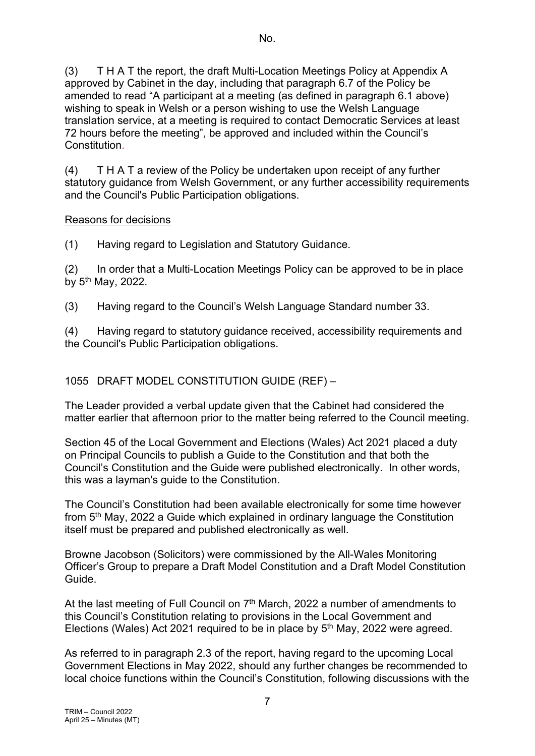(3) T H A T the report, the draft Multi-Location Meetings Policy at Appendix A approved by Cabinet in the day, including that paragraph 6.7 of the Policy be amended to read "A participant at a meeting (as defined in paragraph 6.1 above) wishing to speak in Welsh or a person wishing to use the Welsh Language translation service, at a meeting is required to contact Democratic Services at least 72 hours before the meeting", be approved and included within the Council's Constitution.

(4) T H A T a review of the Policy be undertaken upon receipt of any further statutory guidance from Welsh Government, or any further accessibility requirements and the Council's Public Participation obligations.

Reasons for decisions

(1) Having regard to Legislation and Statutory Guidance.

(2) In order that a Multi-Location Meetings Policy can be approved to be in place by 5th May, 2022.

(3) Having regard to the Council's Welsh Language Standard number 33.

(4) Having regard to statutory guidance received, accessibility requirements and the Council's Public Participation obligations.

1055 DRAFT MODEL CONSTITUTION GUIDE (REF) –

The Leader provided a verbal update given that the Cabinet had considered the matter earlier that afternoon prior to the matter being referred to the Council meeting.

Section 45 of the Local Government and Elections (Wales) Act 2021 placed a duty on Principal Councils to publish a Guide to the Constitution and that both the Council's Constitution and the Guide were published electronically. In other words, this was a layman's guide to the Constitution.

The Council's Constitution had been available electronically for some time however from 5th May, 2022 a Guide which explained in ordinary language the Constitution itself must be prepared and published electronically as well.

Browne Jacobson (Solicitors) were commissioned by the All-Wales Monitoring Officer's Group to prepare a Draft Model Constitution and a Draft Model Constitution Guide.

At the last meeting of Full Council on 7th March, 2022 a number of amendments to this Council's Constitution relating to provisions in the Local Government and Elections (Wales) Act 2021 required to be in place by 5th May, 2022 were agreed.

As referred to in paragraph 2.3 of the report, having regard to the upcoming Local Government Elections in May 2022, should any further changes be recommended to local choice functions within the Council's Constitution, following discussions with the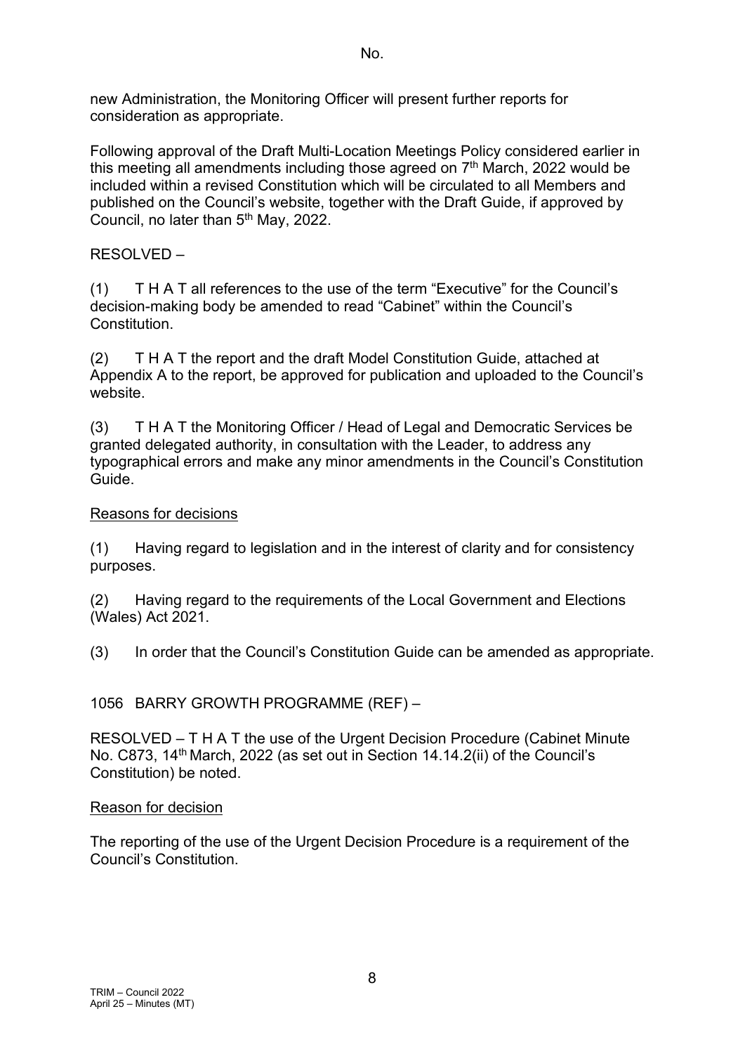new Administration, the Monitoring Officer will present further reports for consideration as appropriate.

Following approval of the Draft Multi-Location Meetings Policy considered earlier in this meeting all amendments including those agreed on 7th March, 2022 would be included within a revised Constitution which will be circulated to all Members and published on the Council's website, together with the Draft Guide, if approved by Council, no later than 5th May, 2022.

RESOLVED –

(1) T H A T all references to the use of the term "Executive" for the Council's decision-making body be amended to read "Cabinet" within the Council's Constitution.

(2) T H A T the report and the draft Model Constitution Guide, attached at Appendix A to the report, be approved for publication and uploaded to the Council's website.

(3) T H A T the Monitoring Officer / Head of Legal and Democratic Services be granted delegated authority, in consultation with the Leader, to address any typographical errors and make any minor amendments in the Council's Constitution Guide.

Reasons for decisions

(1) Having regard to legislation and in the interest of clarity and for consistency purposes.

(2) Having regard to the requirements of the Local Government and Elections (Wales) Act 2021.

(3) In order that the Council's Constitution Guide can be amended as appropriate.

1056 BARRY GROWTH PROGRAMME (REF) –

RESOLVED – T H A T the use of the Urgent Decision Procedure (Cabinet Minute No. C873, 14th March, 2022 (as set out in Section 14.14.2(ii) of the Council's Constitution) be noted.

Reason for decision

The reporting of the use of the Urgent Decision Procedure is a requirement of the Council's Constitution.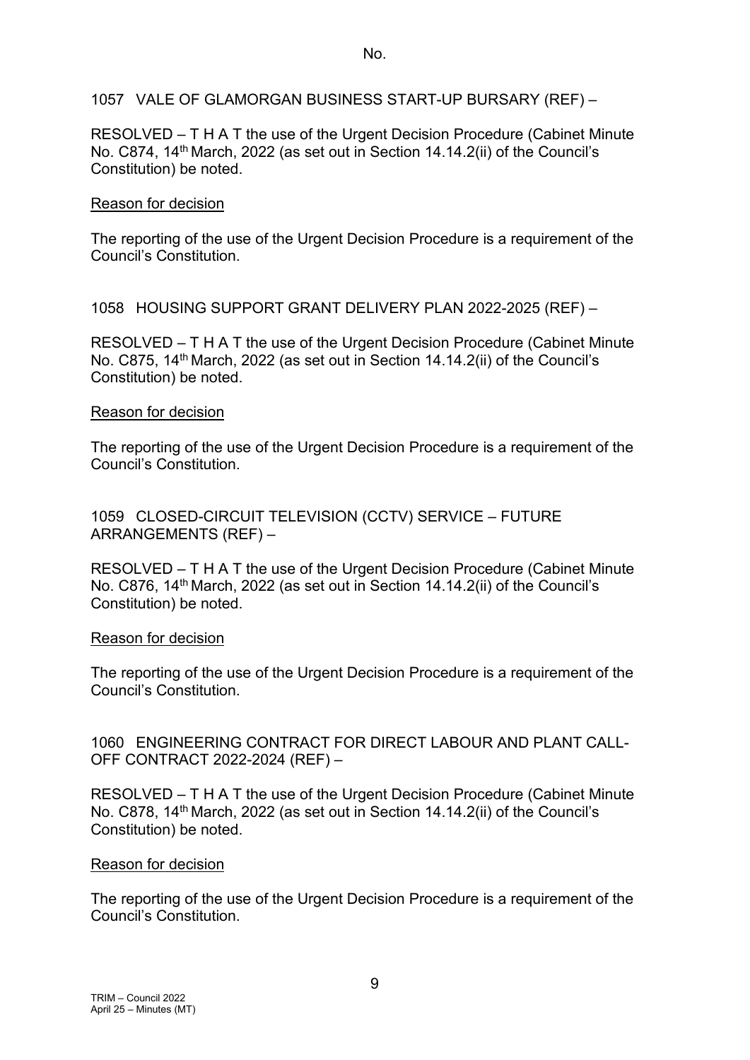1057 VALE OF GLAMORGAN BUSINESS START-UP BURSARY (REF) –

RESOLVED – T H A T the use of the Urgent Decision Procedure (Cabinet Minute No. C874, 14th March, 2022 (as set out in Section 14.14.2(ii) of the Council's Constitution) be noted.

Reason for decision

The reporting of the use of the Urgent Decision Procedure is a requirement of the Council's Constitution.

1058 HOUSING SUPPORT GRANT DELIVERY PLAN 2022-2025 (REF) –

RESOLVED – T H A T the use of the Urgent Decision Procedure (Cabinet Minute No. C875, 14th March, 2022 (as set out in Section 14.14.2(ii) of the Council's Constitution) be noted.

Reason for decision

The reporting of the use of the Urgent Decision Procedure is a requirement of the Council's Constitution.

1059 CLOSED-CIRCUIT TELEVISION (CCTV) SERVICE – FUTURE ARRANGEMENTS (REF) –

RESOLVED – T H A T the use of the Urgent Decision Procedure (Cabinet Minute No. C876, 14th March, 2022 (as set out in Section 14.14.2(ii) of the Council's Constitution) be noted.

Reason for decision

The reporting of the use of the Urgent Decision Procedure is a requirement of the Council's Constitution.

1060 ENGINEERING CONTRACT FOR DIRECT LABOUR AND PLANT CALL-OFF CONTRACT 2022-2024 (REF) –

RESOLVED – T H A T the use of the Urgent Decision Procedure (Cabinet Minute No. C878, 14th March, 2022 (as set out in Section 14.14.2(ii) of the Council's Constitution) be noted.

Reason for decision

The reporting of the use of the Urgent Decision Procedure is a requirement of the Council's Constitution.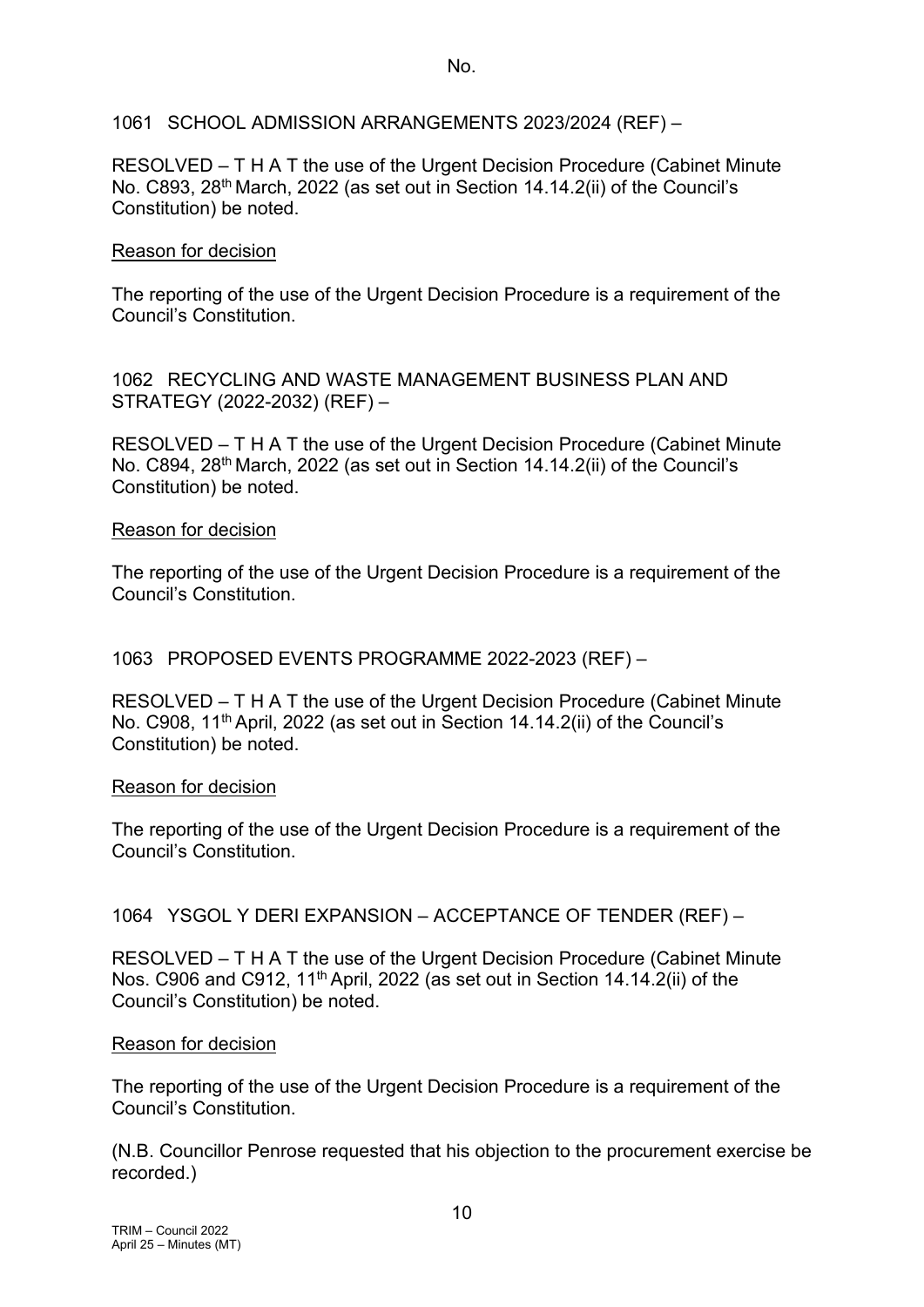No.

1061 SCHOOL ADMISSION ARRANGEMENTS 2023/2024 (REF) –

RESOLVED – T H A T the use of the Urgent Decision Procedure (Cabinet Minute No. C893, 28th March, 2022 (as set out in Section 14.14.2(ii) of the Council's Constitution) be noted.

Reason for decision

The reporting of the use of the Urgent Decision Procedure is a requirement of the Council's Constitution.

1062 RECYCLING AND WASTE MANAGEMENT BUSINESS PLAN AND STRATEGY (2022-2032) (REF) –

RESOLVED – T H A T the use of the Urgent Decision Procedure (Cabinet Minute No. C894, 28th March, 2022 (as set out in Section 14.14.2(ii) of the Council's Constitution) be noted.

Reason for decision

The reporting of the use of the Urgent Decision Procedure is a requirement of the Council's Constitution.

1063 PROPOSED EVENTS PROGRAMME 2022-2023 (REF) –

RESOLVED – T H A T the use of the Urgent Decision Procedure (Cabinet Minute No. C908, 11th April, 2022 (as set out in Section 14.14.2(ii) of the Council's Constitution) be noted.

Reason for decision

The reporting of the use of the Urgent Decision Procedure is a requirement of the Council's Constitution.

1064 YSGOL Y DERI EXPANSION – ACCEPTANCE OF TENDER (REF) –

RESOLVED – T H A T the use of the Urgent Decision Procedure (Cabinet Minute Nos. C906 and C912, 11th April, 2022 (as set out in Section 14.14.2(ii) of the Council's Constitution) be noted.

Reason for decision

The reporting of the use of the Urgent Decision Procedure is a requirement of the Council's Constitution.

(N.B. Councillor Penrose requested that his objection to the procurement exercise be recorded.)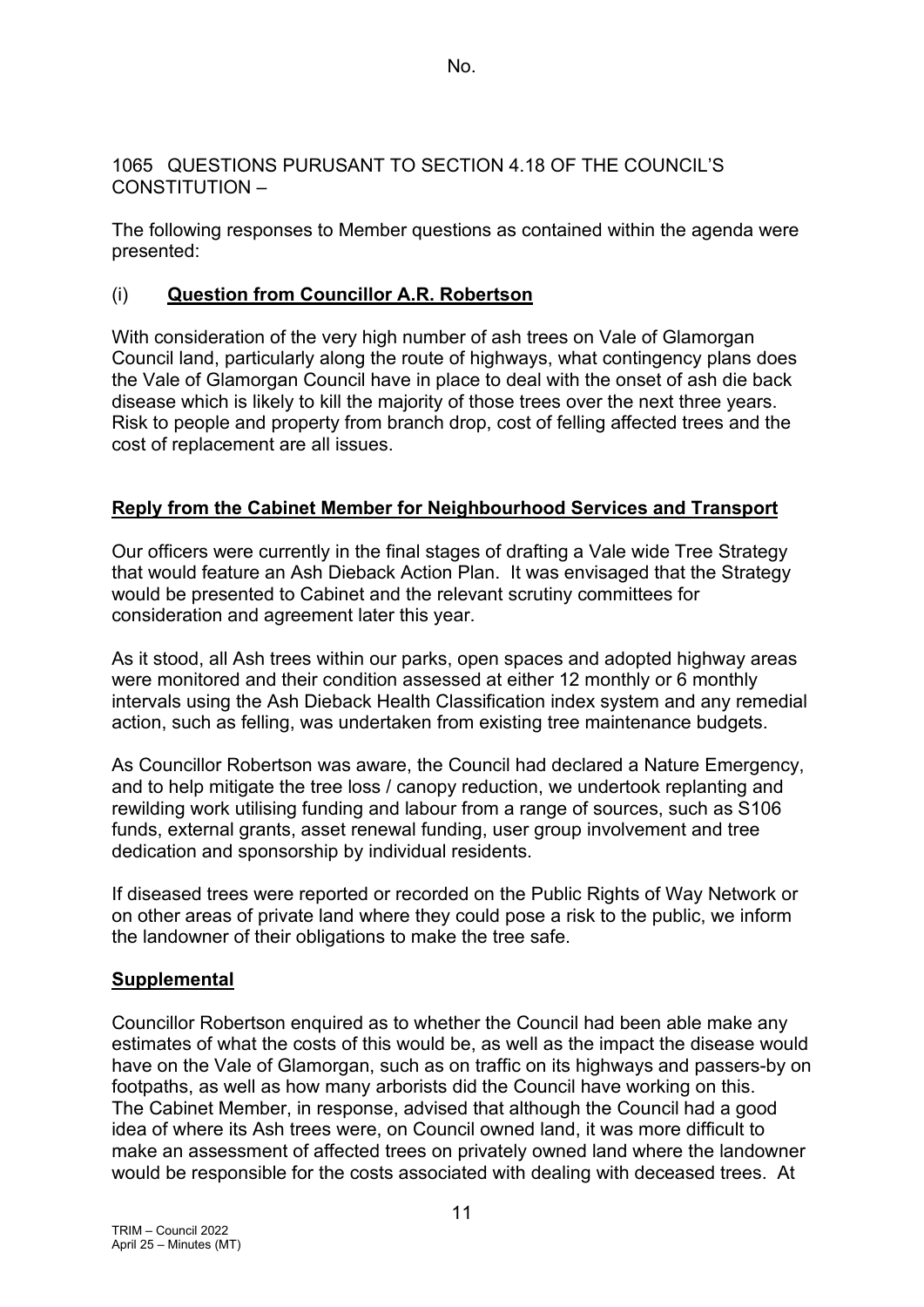1065 QUESTIONS PURUSANT TO SECTION 4.18 OF THE COUNCIL'S CONSTITUTION –

The following responses to Member questions as contained within the agenda were presented:

(i) **Question from Councillor A.R. Robertson**

With consideration of the very high number of ash trees on Vale of Glamorgan Council land, particularly along the route of highways, what contingency plans does the Vale of Glamorgan Council have in place to deal with the onset of ash die back disease which is likely to kill the majority of those trees over the next three years. Risk to people and property from branch drop, cost of felling affected trees and the cost of replacement are all issues.

**Reply from the Cabinet Member for Neighbourhood Services and Transport**

Our officers were currently in the final stages of drafting a Vale wide Tree Strategy that would feature an Ash Dieback Action Plan. It was envisaged that the Strategy would be presented to Cabinet and the relevant scrutiny committees for consideration and agreement later this year.

As it stood, all Ash trees within our parks, open spaces and adopted highway areas were monitored and their condition assessed at either 12 monthly or 6 monthly intervals using the Ash Dieback Health Classification index system and any remedial action, such as felling, was undertaken from existing tree maintenance budgets.

As Councillor Robertson was aware, the Council had declared a Nature Emergency, and to help mitigate the tree loss / canopy reduction, we undertook replanting and rewilding work utilising funding and labour from a range of sources, such as S106 funds, external grants, asset renewal funding, user group involvement and tree dedication and sponsorship by individual residents.

If diseased trees were reported or recorded on the Public Rights of Way Network or on other areas of private land where they could pose a risk to the public, we inform the landowner of their obligations to make the tree safe.

**Supplemental**

Councillor Robertson enquired as to whether the Council had been able make any estimates of what the costs of this would be, as well as the impact the disease would have on the Vale of Glamorgan, such as on traffic on its highways and passers-by on footpaths, as well as how many arborists did the Council have working on this. The Cabinet Member, in response, advised that although the Council had a good idea of where its Ash trees were, on Council owned land, it was more difficult to make an assessment of affected trees on privately owned land where the landowner would be responsible for the costs associated with dealing with deceased trees. At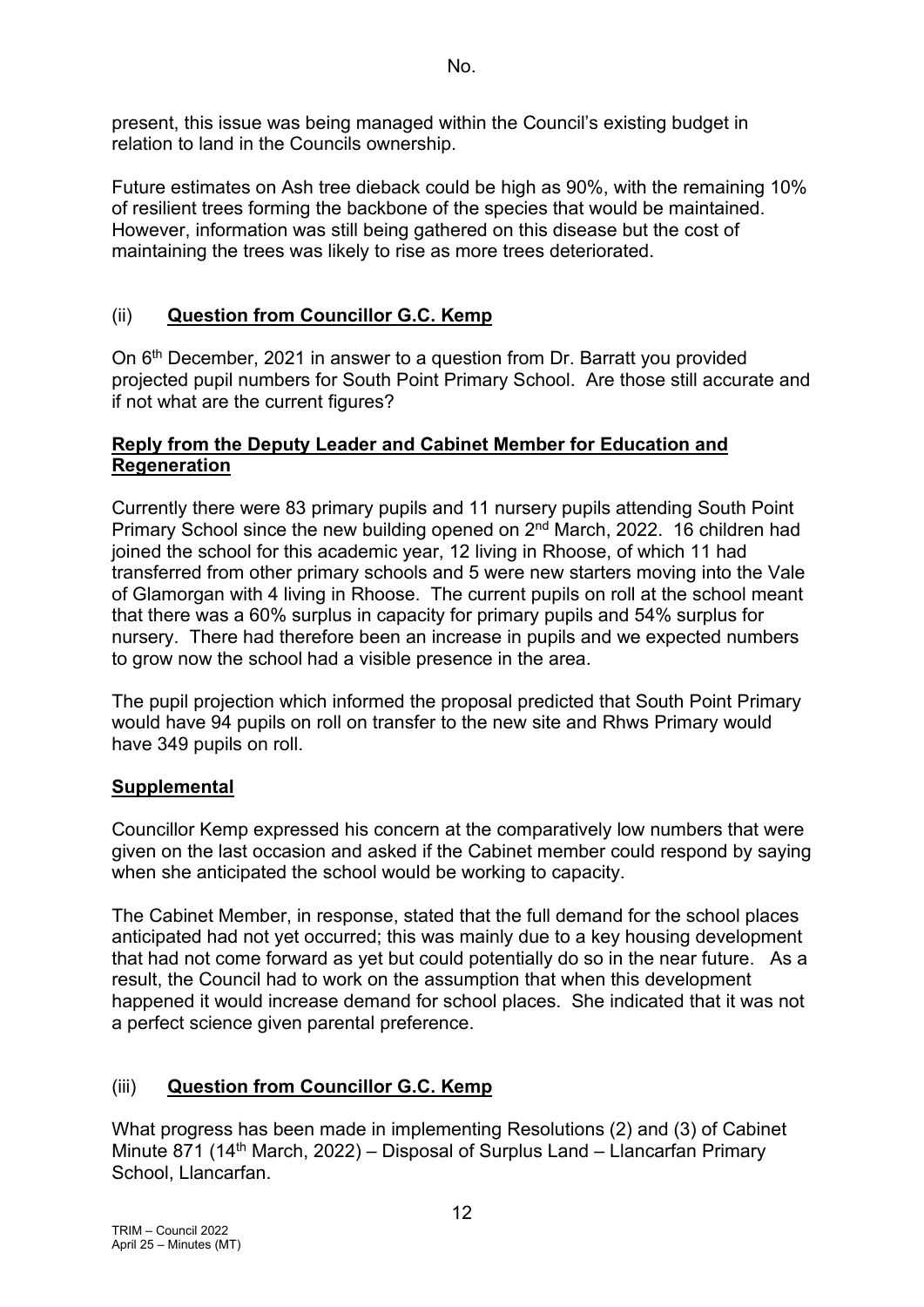present, this issue was being managed within the Council's existing budget in relation to land in the Councils ownership.

Future estimates on Ash tree dieback could be high as 90%, with the remaining 10% of resilient trees forming the backbone of the species that would be maintained. However, information was still being gathered on this disease but the cost of maintaining the trees was likely to rise as more trees deteriorated.

## (ii) Question from Councillor G.C. Kemp

On 6th December, 2021 in answer to a question from Dr. Barratt you provided projected pupil numbers for South Point Primary School. Are those still accurate and if not what are the current figures?

### Reply from the Deputy Leader and Cabinet Member for Education and Regeneration

Currently there were 83 primary pupils and 11 nursery pupils attending South Point Primary School since the new building opened on 2nd March, 2022. 16 children had joined the school for this academic year, 12 living in Rhoose, of which 11 had transferred from other primary schools and 5 were new starters moving into the Vale of Glamorgan with 4 living in Rhoose. The current pupils on roll at the school meant that there was a 60% surplus in capacity for primary pupils and 54% surplus for nursery. There had therefore been an increase in pupils and we expected numbers to grow now the school had a visible presence in the area.

The pupil projection which informed the proposal predicted that South Point Primary would have 94 pupils on roll on transfer to the new site and Rhws Primary would have 349 pupils on roll.

### Supplemental

Councillor Kemp expressed his concern at the comparatively low numbers that were given on the last occasion and asked if the Cabinet member could respond by saying when she anticipated the school would be working to capacity.

The Cabinet Member, in response, stated that the full demand for the school places anticipated had not yet occurred; this was mainly due to a key housing development that had not come forward as yet but could potentially do so in the near future. As a result, the Council had to work on the assumption that when this development happened it would increase demand for school places. She indicated that it was not a perfect science given parental preference.

## (iii) Question from Councillor G.C. Kemp

What progress has been made in implementing Resolutions (2) and (3) of Cabinet Minute 871 (14th March, 2022) – Disposal of Surplus Land – Llancarfan Primary School, Llancarfan.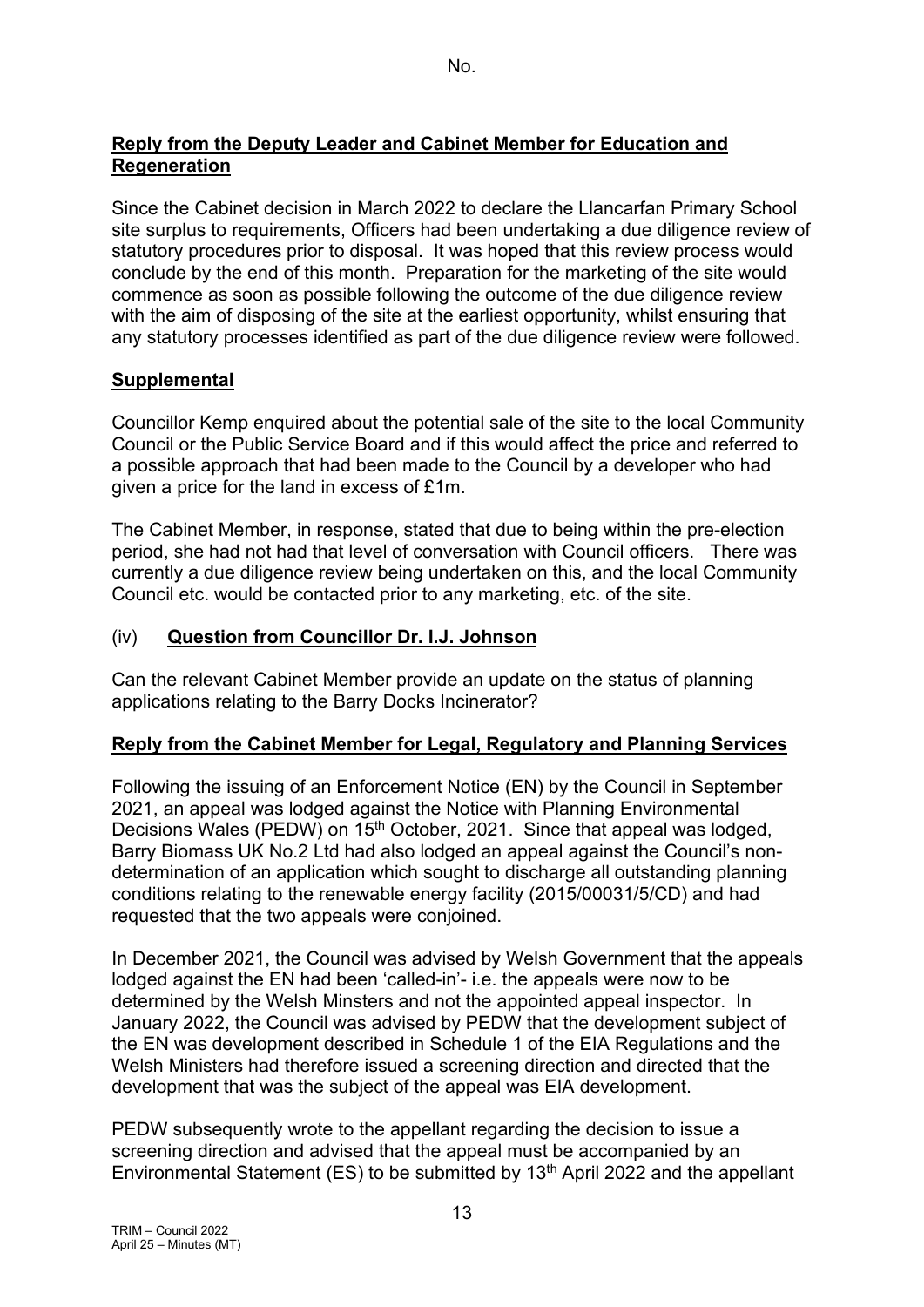No.

**Reply from the Deputy Leader and Cabinet Member for Education and Regeneration**

Since the Cabinet decision in March 2022 to declare the Llancarfan Primary School site surplus to requirements, Officers had been undertaking a due diligence review of statutory procedures prior to disposal. It was hoped that this review process would conclude by the end of this month. Preparation for the marketing of the site would commence as soon as possible following the outcome of the due diligence review with the aim of disposing of the site at the earliest opportunity, whilst ensuring that any statutory processes identified as part of the due diligence review were followed.

**Supplemental**

Councillor Kemp enquired about the potential sale of the site to the local Community Council or the Public Service Board and if this would affect the price and referred to a possible approach that had been made to the Council by a developer who had given a price for the land in excess of £1m.

The Cabinet Member, in response, stated that due to being within the pre-election period, she had not had that level of conversation with Council officers. There was currently a due diligence review being undertaken on this, and the local Community Council etc. would be contacted prior to any marketing, etc. of the site.

(iv) **Question from Councillor Dr. I.J. Johnson**

Can the relevant Cabinet Member provide an update on the status of planning applications relating to the Barry Docks Incinerator?

**Reply from the Cabinet Member for Legal, Regulatory and Planning Services**

Following the issuing of an Enforcement Notice (EN) by the Council in September 2021, an appeal was lodged against the Notice with Planning Environmental Decisions Wales (PEDW) on 15th October, 2021. Since that appeal was lodged, Barry Biomass UK No.2 Ltd had also lodged an appeal against the Council's non-determination of an application which sought to discharge all outstanding planning conditions relating to the renewable energy facility (2015/00031/5/CD) and had requested that the two appeals were conjoined.

In December 2021, the Council was advised by Welsh Government that the appeals lodged against the EN had been 'called-in'- i.e. the appeals were now to be determined by the Welsh Minsters and not the appointed appeal inspector. In January 2022, the Council was advised by PEDW that the development subject of the EN was development described in Schedule 1 of the EIA Regulations and the Welsh Ministers had therefore issued a screening direction and directed that the development that was the subject of the appeal was EIA development.

PEDW subsequently wrote to the appellant regarding the decision to issue a screening direction and advised that the appeal must be accompanied by an Environmental Statement (ES) to be submitted by 13th April 2022 and the appellant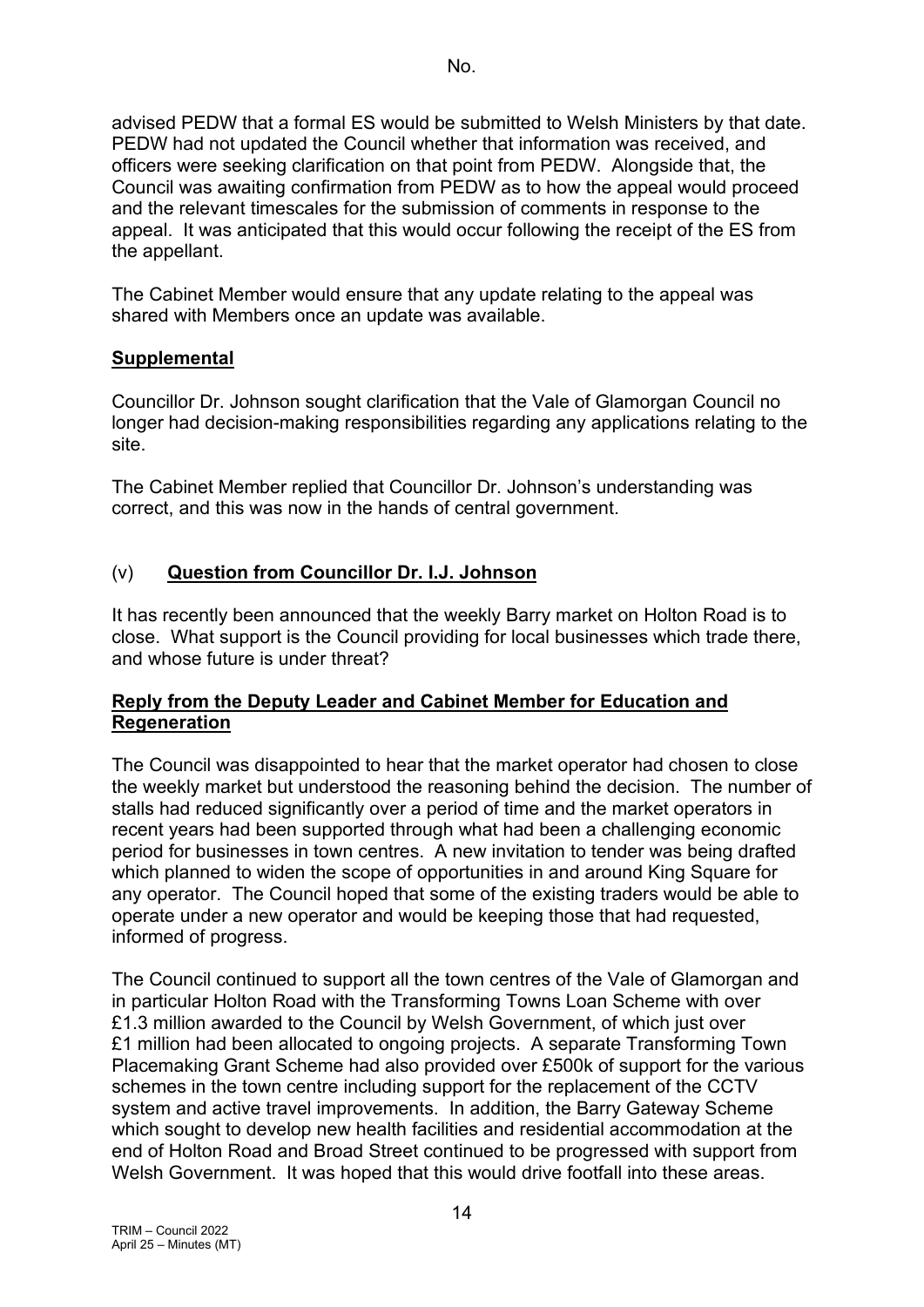advised PEDW that a formal ES would be submitted to Welsh Ministers by that date. PEDW had not updated the Council whether that information was received, and officers were seeking clarification on that point from PEDW. Alongside that, the Council was awaiting confirmation from PEDW as to how the appeal would proceed and the relevant timescales for the submission of comments in response to the appeal. It was anticipated that this would occur following the receipt of the ES from the appellant.

The Cabinet Member would ensure that any update relating to the appeal was shared with Members once an update was available.

**Supplemental**

Councillor Dr. Johnson sought clarification that the Vale of Glamorgan Council no longer had decision-making responsibilities regarding any applications relating to the site.

The Cabinet Member replied that Councillor Dr. Johnson's understanding was correct, and this was now in the hands of central government.

(v) **Question from Councillor Dr. I.J. Johnson**

It has recently been announced that the weekly Barry market on Holton Road is to close. What support is the Council providing for local businesses which trade there, and whose future is under threat?

**Reply from the Deputy Leader and Cabinet Member for Education and Regeneration**

The Council was disappointed to hear that the market operator had chosen to close the weekly market but understood the reasoning behind the decision. The number of stalls had reduced significantly over a period of time and the market operators in recent years had been supported through what had been a challenging economic period for businesses in town centres. A new invitation to tender was being drafted which planned to widen the scope of opportunities in and around King Square for any operator. The Council hoped that some of the existing traders would be able to operate under a new operator and would be keeping those that had requested, informed of progress.

The Council continued to support all the town centres of the Vale of Glamorgan and in particular Holton Road with the Transforming Towns Loan Scheme with over £1.3 million awarded to the Council by Welsh Government, of which just over £1 million had been allocated to ongoing projects. A separate Transforming Town Placemaking Grant Scheme had also provided over £500k of support for the various schemes in the town centre including support for the replacement of the CCTV system and active travel improvements. In addition, the Barry Gateway Scheme which sought to develop new health facilities and residential accommodation at the end of Holton Road and Broad Street continued to be progressed with support from Welsh Government. It was hoped that this would drive footfall into these areas.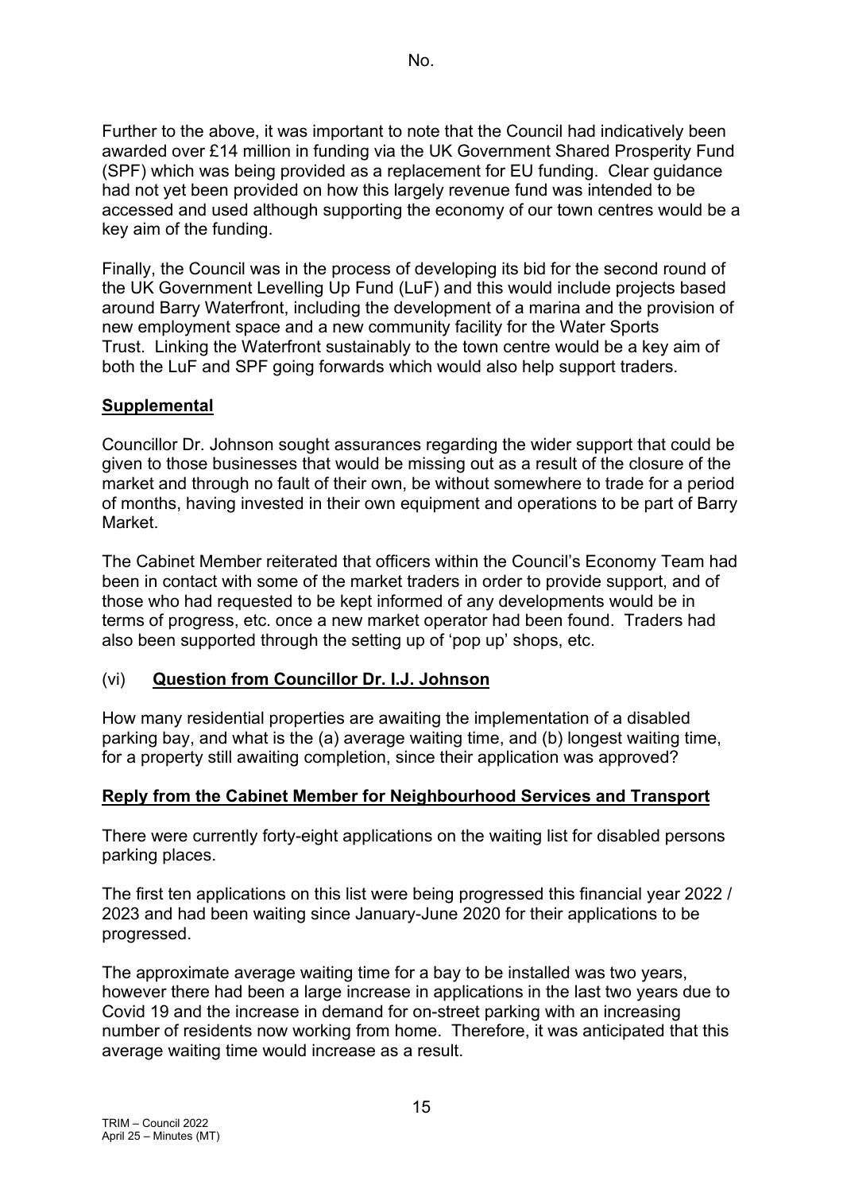No.

Further to the above, it was important to note that the Council had indicatively been awarded over £14 million in funding via the UK Government Shared Prosperity Fund (SPF) which was being provided as a replacement for EU funding. Clear guidance had not yet been provided on how this largely revenue fund was intended to be accessed and used although supporting the economy of our town centres would be a key aim of the funding.

Finally, the Council was in the process of developing its bid for the second round of the UK Government Levelling Up Fund (LuF) and this would include projects based around Barry Waterfront, including the development of a marina and the provision of new employment space and a new community facility for the Water Sports Trust. Linking the Waterfront sustainably to the town centre would be a key aim of both the LuF and SPF going forwards which would also help support traders.

**Supplemental**

Councillor Dr. Johnson sought assurances regarding the wider support that could be given to those businesses that would be missing out as a result of the closure of the market and through no fault of their own, be without somewhere to trade for a period of months, having invested in their own equipment and operations to be part of Barry Market.

The Cabinet Member reiterated that officers within the Council's Economy Team had been in contact with some of the market traders in order to provide support, and of those who had requested to be kept informed of any developments would be in terms of progress, etc. once a new market operator had been found. Traders had also been supported through the setting up of 'pop up' shops, etc.

(vi) **Question from Councillor Dr. I.J. Johnson**

How many residential properties are awaiting the implementation of a disabled parking bay, and what is the (a) average waiting time, and (b) longest waiting time, for a property still awaiting completion, since their application was approved?

**Reply from the Cabinet Member for Neighbourhood Services and Transport**

There were currently forty-eight applications on the waiting list for disabled persons parking places.

The first ten applications on this list were being progressed this financial year 2022 / 2023 and had been waiting since January-June 2020 for their applications to be progressed.

The approximate average waiting time for a bay to be installed was two years, however there had been a large increase in applications in the last two years due to Covid 19 and the increase in demand for on-street parking with an increasing number of residents now working from home. Therefore, it was anticipated that this average waiting time would increase as a result.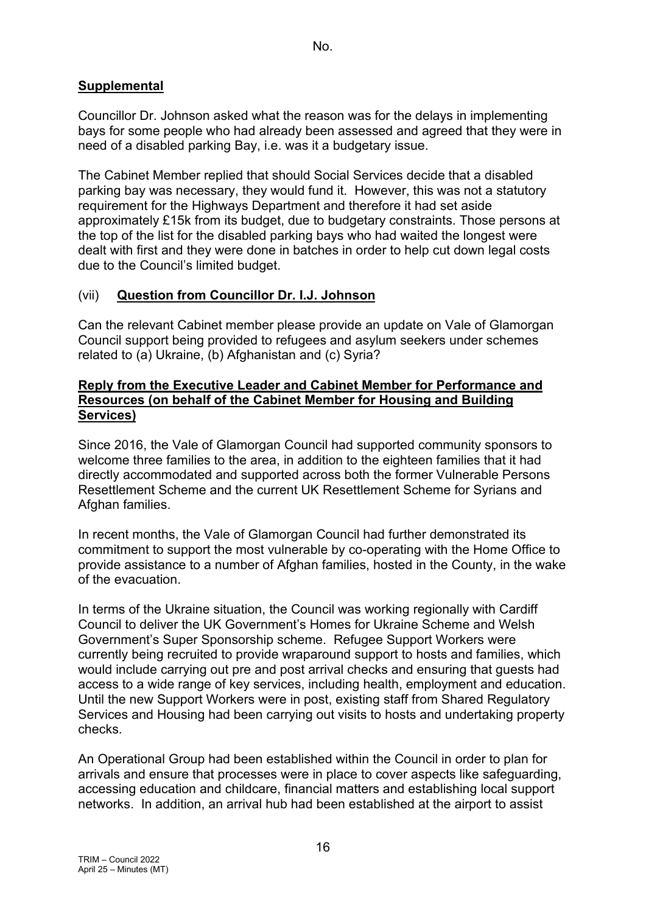No.

**Supplemental**

Councillor Dr. Johnson asked what the reason was for the delays in implementing bays for some people who had already been assessed and agreed that they were in need of a disabled parking Bay, i.e. was it a budgetary issue.

The Cabinet Member replied that should Social Services decide that a disabled parking bay was necessary, they would fund it. However, this was not a statutory requirement for the Highways Department and therefore it had set aside approximately £15k from its budget, due to budgetary constraints. Those persons at the top of the list for the disabled parking bays who had waited the longest were dealt with first and they were done in batches in order to help cut down legal costs due to the Council's limited budget.

(vii) **Question from Councillor Dr. I.J. Johnson**

Can the relevant Cabinet member please provide an update on Vale of Glamorgan Council support being provided to refugees and asylum seekers under schemes related to (a) Ukraine, (b) Afghanistan and (c) Syria?

**Reply from the Executive Leader and Cabinet Member for Performance and Resources (on behalf of the Cabinet Member for Housing and Building Services)**

Since 2016, the Vale of Glamorgan Council had supported community sponsors to welcome three families to the area, in addition to the eighteen families that it had directly accommodated and supported across both the former Vulnerable Persons Resettlement Scheme and the current UK Resettlement Scheme for Syrians and Afghan families.

In recent months, the Vale of Glamorgan Council had further demonstrated its commitment to support the most vulnerable by co-operating with the Home Office to provide assistance to a number of Afghan families, hosted in the County, in the wake of the evacuation.

In terms of the Ukraine situation, the Council was working regionally with Cardiff Council to deliver the UK Government's Homes for Ukraine Scheme and Welsh Government's Super Sponsorship scheme. Refugee Support Workers were currently being recruited to provide wraparound support to hosts and families, which would include carrying out pre and post arrival checks and ensuring that guests had access to a wide range of key services, including health, employment and education. Until the new Support Workers were in post, existing staff from Shared Regulatory Services and Housing had been carrying out visits to hosts and undertaking property checks.

An Operational Group had been established within the Council in order to plan for arrivals and ensure that processes were in place to cover aspects like safeguarding, accessing education and childcare, financial matters and establishing local support networks. In addition, an arrival hub had been established at the airport to assist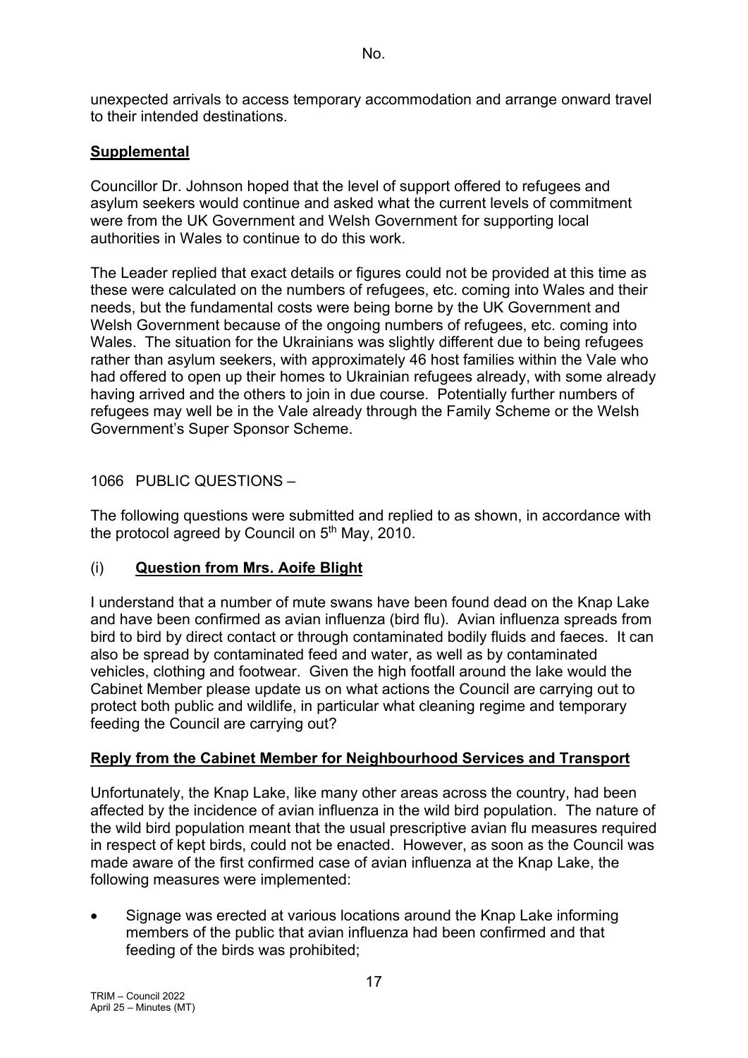unexpected arrivals to access temporary accommodation and arrange onward travel to their intended destinations.

**Supplemental**

Councillor Dr. Johnson hoped that the level of support offered to refugees and asylum seekers would continue and asked what the current levels of commitment were from the UK Government and Welsh Government for supporting local authorities in Wales to continue to do this work.

The Leader replied that exact details or figures could not be provided at this time as these were calculated on the numbers of refugees, etc. coming into Wales and their needs, but the fundamental costs were being borne by the UK Government and Welsh Government because of the ongoing numbers of refugees, etc. coming into Wales. The situation for the Ukrainians was slightly different due to being refugees rather than asylum seekers, with approximately 46 host families within the Vale who had offered to open up their homes to Ukrainian refugees already, with some already having arrived and the others to join in due course. Potentially further numbers of refugees may well be in the Vale already through the Family Scheme or the Welsh Government's Super Sponsor Scheme.

1066 PUBLIC QUESTIONS –

The following questions were submitted and replied to as shown, in accordance with the protocol agreed by Council on 5th May, 2010.

(i) **Question from Mrs. Aoife Blight**

I understand that a number of mute swans have been found dead on the Knap Lake and have been confirmed as avian influenza (bird flu). Avian influenza spreads from bird to bird by direct contact or through contaminated bodily fluids and faeces. It can also be spread by contaminated feed and water, as well as by contaminated vehicles, clothing and footwear. Given the high footfall around the lake would the Cabinet Member please update us on what actions the Council are carrying out to protect both public and wildlife, in particular what cleaning regime and temporary feeding the Council are carrying out?

**Reply from the Cabinet Member for Neighbourhood Services and Transport**

Unfortunately, the Knap Lake, like many other areas across the country, had been affected by the incidence of avian influenza in the wild bird population. The nature of the wild bird population meant that the usual prescriptive avian flu measures required in respect of kept birds, could not be enacted. However, as soon as the Council was made aware of the first confirmed case of avian influenza at the Knap Lake, the following measures were implemented:

- Signage was erected at various locations around the Knap Lake informing members of the public that avian influenza had been confirmed and that feeding of the birds was prohibited;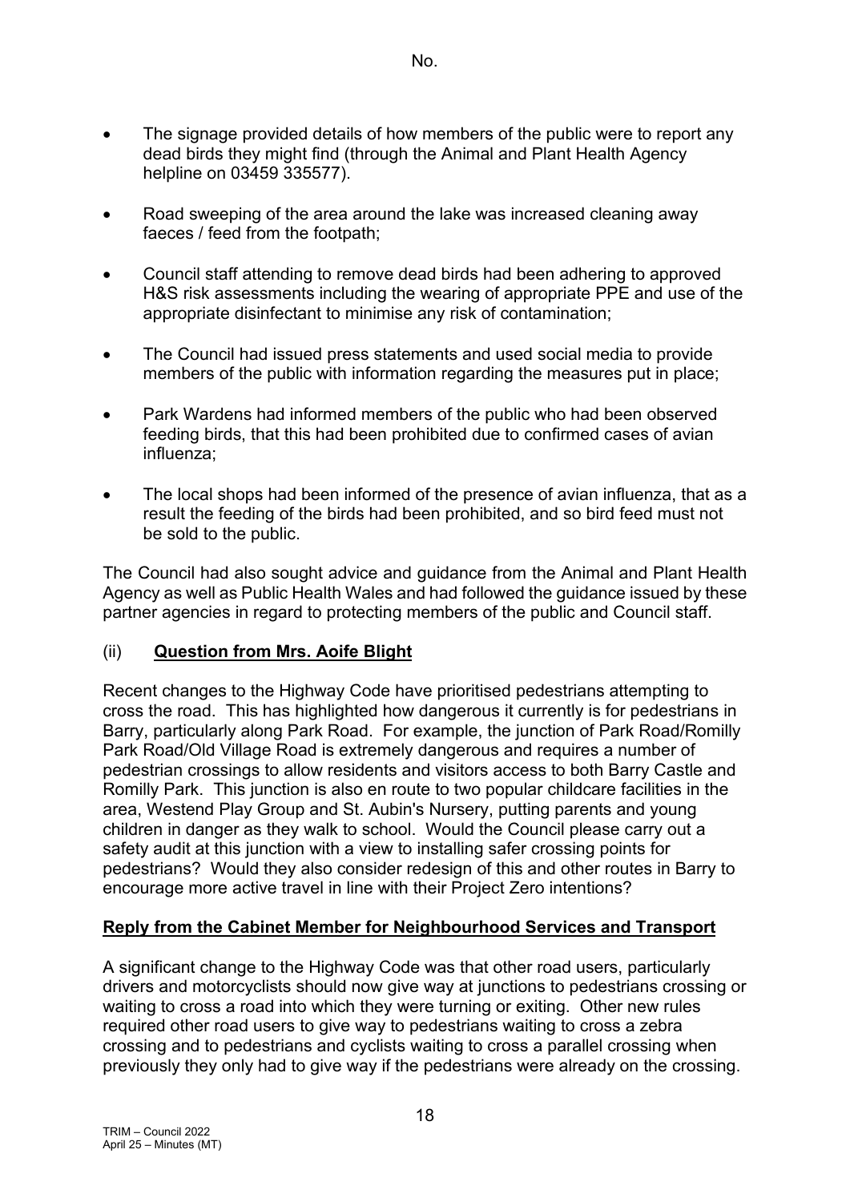No.

- The signage provided details of how members of the public were to report any dead birds they might find (through the Animal and Plant Health Agency helpline on 03459 335577).

- Road sweeping of the area around the lake was increased cleaning away faeces / feed from the footpath;

- Council staff attending to remove dead birds had been adhering to approved H&S risk assessments including the wearing of appropriate PPE and use of the appropriate disinfectant to minimise any risk of contamination;

- The Council had issued press statements and used social media to provide members of the public with information regarding the measures put in place;

- Park Wardens had informed members of the public who had been observed feeding birds, that this had been prohibited due to confirmed cases of avian influenza;

- The local shops had been informed of the presence of avian influenza, that as a result the feeding of the birds had been prohibited, and so bird feed must not be sold to the public.

The Council had also sought advice and guidance from the Animal and Plant Health Agency as well as Public Health Wales and had followed the guidance issued by these partner agencies in regard to protecting members of the public and Council staff.

(ii) **Question from Mrs. Aoife Blight**

Recent changes to the Highway Code have prioritised pedestrians attempting to cross the road. This has highlighted how dangerous it currently is for pedestrians in Barry, particularly along Park Road. For example, the junction of Park Road/Romilly Park Road/Old Village Road is extremely dangerous and requires a number of pedestrian crossings to allow residents and visitors access to both Barry Castle and Romilly Park. This junction is also en route to two popular childcare facilities in the area, Westend Play Group and St. Aubin's Nursery, putting parents and young children in danger as they walk to school. Would the Council please carry out a safety audit at this junction with a view to installing safer crossing points for pedestrians? Would they also consider redesign of this and other routes in Barry to encourage more active travel in line with their Project Zero intentions?

**Reply from the Cabinet Member for Neighbourhood Services and Transport**

A significant change to the Highway Code was that other road users, particularly drivers and motorcyclists should now give way at junctions to pedestrians crossing or waiting to cross a road into which they were turning or exiting. Other new rules required other road users to give way to pedestrians waiting to cross a zebra crossing and to pedestrians and cyclists waiting to cross a parallel crossing when previously they only had to give way if the pedestrians were already on the crossing.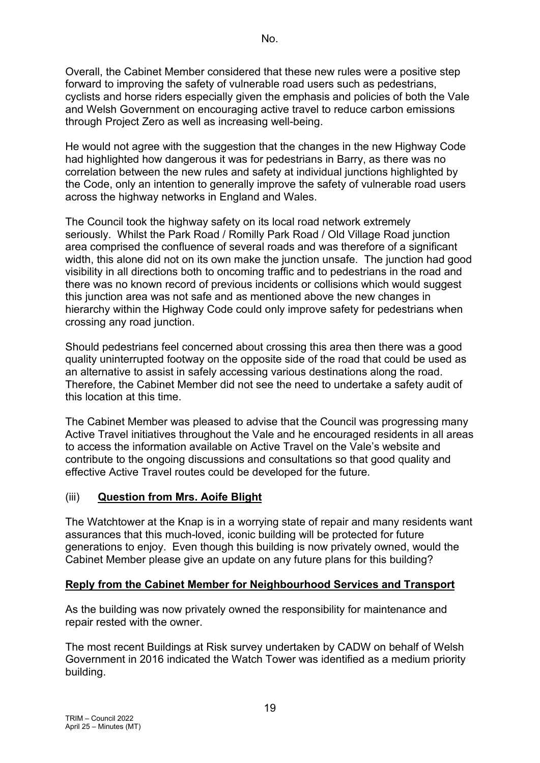No.

Overall, the Cabinet Member considered that these new rules were a positive step forward to improving the safety of vulnerable road users such as pedestrians, cyclists and horse riders especially given the emphasis and policies of both the Vale and Welsh Government on encouraging active travel to reduce carbon emissions through Project Zero as well as increasing well-being.

He would not agree with the suggestion that the changes in the new Highway Code had highlighted how dangerous it was for pedestrians in Barry, as there was no correlation between the new rules and safety at individual junctions highlighted by the Code, only an intention to generally improve the safety of vulnerable road users across the highway networks in England and Wales.

The Council took the highway safety on its local road network extremely seriously. Whilst the Park Road / Romilly Park Road / Old Village Road junction area comprised the confluence of several roads and was therefore of a significant width, this alone did not on its own make the junction unsafe. The junction had good visibility in all directions both to oncoming traffic and to pedestrians in the road and there was no known record of previous incidents or collisions which would suggest this junction area was not safe and as mentioned above the new changes in hierarchy within the Highway Code could only improve safety for pedestrians when crossing any road junction.

Should pedestrians feel concerned about crossing this area then there was a good quality uninterrupted footway on the opposite side of the road that could be used as an alternative to assist in safely accessing various destinations along the road. Therefore, the Cabinet Member did not see the need to undertake a safety audit of this location at this time.

The Cabinet Member was pleased to advise that the Council was progressing many Active Travel initiatives throughout the Vale and he encouraged residents in all areas to access the information available on Active Travel on the Vale's website and contribute to the ongoing discussions and consultations so that good quality and effective Active Travel routes could be developed for the future.

(iii) **Question from Mrs. Aoife Blight**

The Watchtower at the Knap is in a worrying state of repair and many residents want assurances that this much-loved, iconic building will be protected for future generations to enjoy. Even though this building is now privately owned, would the Cabinet Member please give an update on any future plans for this building?

**Reply from the Cabinet Member for Neighbourhood Services and Transport**

As the building was now privately owned the responsibility for maintenance and repair rested with the owner.

The most recent Buildings at Risk survey undertaken by CADW on behalf of Welsh Government in 2016 indicated the Watch Tower was identified as a medium priority building.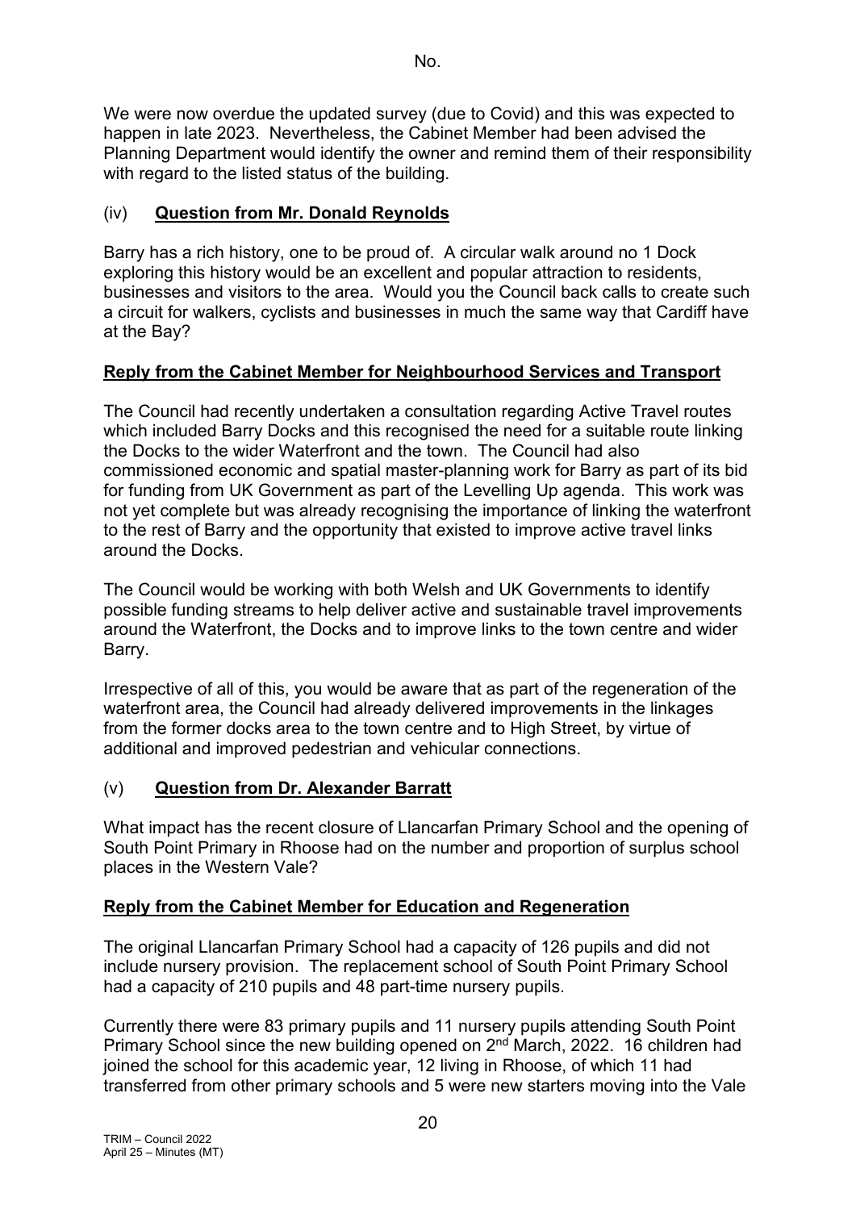We were now overdue the updated survey (due to Covid) and this was expected to happen in late 2023. Nevertheless, the Cabinet Member had been advised the Planning Department would identify the owner and remind them of their responsibility with regard to the listed status of the building.

### (iv) Question from Mr. Donald Reynolds

Barry has a rich history, one to be proud of. A circular walk around no 1 Dock exploring this history would be an excellent and popular attraction to residents, businesses and visitors to the area. Would you the Council back calls to create such a circuit for walkers, cyclists and businesses in much the same way that Cardiff have at the Bay?

**Reply from the Cabinet Member for Neighbourhood Services and Transport**

The Council had recently undertaken a consultation regarding Active Travel routes which included Barry Docks and this recognised the need for a suitable route linking the Docks to the wider Waterfront and the town. The Council had also commissioned economic and spatial master-planning work for Barry as part of its bid for funding from UK Government as part of the Levelling Up agenda. This work was not yet complete but was already recognising the importance of linking the waterfront to the rest of Barry and the opportunity that existed to improve active travel links around the Docks.

The Council would be working with both Welsh and UK Governments to identify possible funding streams to help deliver active and sustainable travel improvements around the Waterfront, the Docks and to improve links to the town centre and wider Barry.

Irrespective of all of this, you would be aware that as part of the regeneration of the waterfront area, the Council had already delivered improvements in the linkages from the former docks area to the town centre and to High Street, by virtue of additional and improved pedestrian and vehicular connections.

### (v) Question from Dr. Alexander Barratt

What impact has the recent closure of Llancarfan Primary School and the opening of South Point Primary in Rhoose had on the number and proportion of surplus school places in the Western Vale?

**Reply from the Cabinet Member for Education and Regeneration**

The original Llancarfan Primary School had a capacity of 126 pupils and did not include nursery provision. The replacement school of South Point Primary School had a capacity of 210 pupils and 48 part-time nursery pupils.

Currently there were 83 primary pupils and 11 nursery pupils attending South Point Primary School since the new building opened on 2nd March, 2022. 16 children had joined the school for this academic year, 12 living in Rhoose, of which 11 had transferred from other primary schools and 5 were new starters moving into the Vale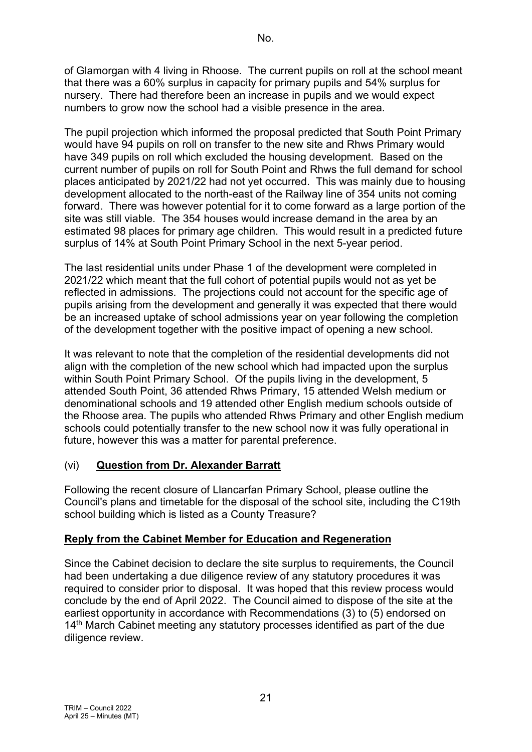of Glamorgan with 4 living in Rhoose. The current pupils on roll at the school meant that there was a 60% surplus in capacity for primary pupils and 54% surplus for nursery. There had therefore been an increase in pupils and we would expect numbers to grow now the school had a visible presence in the area.

The pupil projection which informed the proposal predicted that South Point Primary would have 94 pupils on roll on transfer to the new site and Rhws Primary would have 349 pupils on roll which excluded the housing development. Based on the current number of pupils on roll for South Point and Rhws the full demand for school places anticipated by 2021/22 had not yet occurred. This was mainly due to housing development allocated to the north-east of the Railway line of 354 units not coming forward. There was however potential for it to come forward as a large portion of the site was still viable. The 354 houses would increase demand in the area by an estimated 98 places for primary age children. This would result in a predicted future surplus of 14% at South Point Primary School in the next 5-year period.

The last residential units under Phase 1 of the development were completed in 2021/22 which meant that the full cohort of potential pupils would not as yet be reflected in admissions. The projections could not account for the specific age of pupils arising from the development and generally it was expected that there would be an increased uptake of school admissions year on year following the completion of the development together with the positive impact of opening a new school.

It was relevant to note that the completion of the residential developments did not align with the completion of the new school which had impacted upon the surplus within South Point Primary School. Of the pupils living in the development, 5 attended South Point, 36 attended Rhws Primary, 15 attended Welsh medium or denominational schools and 19 attended other English medium schools outside of the Rhoose area. The pupils who attended Rhws Primary and other English medium schools could potentially transfer to the new school now it was fully operational in future, however this was a matter for parental preference.

(vi) **Question from Dr. Alexander Barratt**

Following the recent closure of Llancarfan Primary School, please outline the Council's plans and timetable for the disposal of the school site, including the C19th school building which is listed as a County Treasure?

**Reply from the Cabinet Member for Education and Regeneration**

Since the Cabinet decision to declare the site surplus to requirements, the Council had been undertaking a due diligence review of any statutory procedures it was required to consider prior to disposal. It was hoped that this review process would conclude by the end of April 2022. The Council aimed to dispose of the site at the earliest opportunity in accordance with Recommendations (3) to (5) endorsed on 14th March Cabinet meeting any statutory processes identified as part of the due diligence review.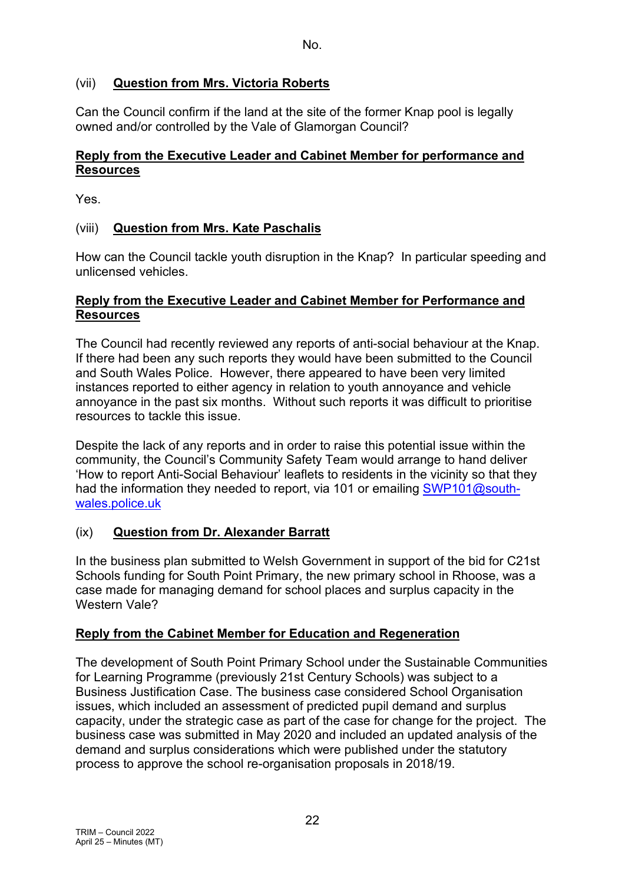(vii) **Question from Mrs. Victoria Roberts**

Can the Council confirm if the land at the site of the former Knap pool is legally owned and/or controlled by the Vale of Glamorgan Council?

**Reply from the Executive Leader and Cabinet Member for performance and Resources**

Yes.

(viii) **Question from Mrs. Kate Paschalis**

How can the Council tackle youth disruption in the Knap? In particular speeding and unlicensed vehicles.

**Reply from the Executive Leader and Cabinet Member for Performance and Resources**

The Council had recently reviewed any reports of anti-social behaviour at the Knap. If there had been any such reports they would have been submitted to the Council and South Wales Police. However, there appeared to have been very limited instances reported to either agency in relation to youth annoyance and vehicle annoyance in the past six months. Without such reports it was difficult to prioritise resources to tackle this issue.

Despite the lack of any reports and in order to raise this potential issue within the community, the Council's Community Safety Team would arrange to hand deliver 'How to report Anti-Social Behaviour' leaflets to residents in the vicinity so that they had the information they needed to report, via 101 or emailing SWP101@south-wales.police.uk

(ix) **Question from Dr. Alexander Barratt**

In the business plan submitted to Welsh Government in support of the bid for C21st Schools funding for South Point Primary, the new primary school in Rhoose, was a case made for managing demand for school places and surplus capacity in the Western Vale?

**Reply from the Cabinet Member for Education and Regeneration**

The development of South Point Primary School under the Sustainable Communities for Learning Programme (previously 21st Century Schools) was subject to a Business Justification Case. The business case considered School Organisation issues, which included an assessment of predicted pupil demand and surplus capacity, under the strategic case as part of the case for change for the project. The business case was submitted in May 2020 and included an updated analysis of the demand and surplus considerations which were published under the statutory process to approve the school re-organisation proposals in 2018/19.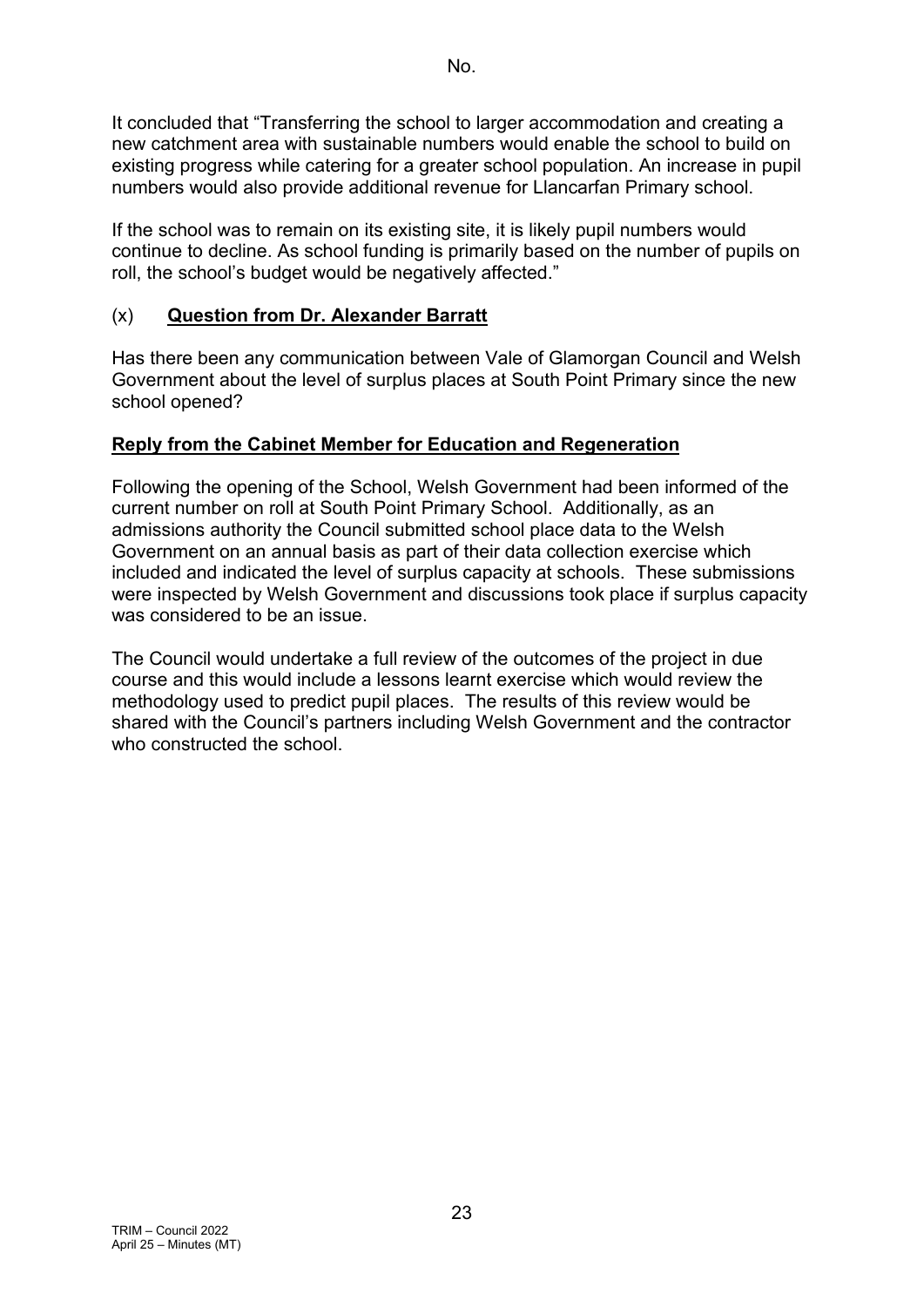It concluded that "Transferring the school to larger accommodation and creating a new catchment area with sustainable numbers would enable the school to build on existing progress while catering for a greater school population. An increase in pupil numbers would also provide additional revenue for Llancarfan Primary school.

If the school was to remain on its existing site, it is likely pupil numbers would continue to decline. As school funding is primarily based on the number of pupils on roll, the school's budget would be negatively affected."

### (x) **Question from Dr. Alexander Barratt**

Has there been any communication between Vale of Glamorgan Council and Welsh Government about the level of surplus places at South Point Primary since the new school opened?

### **Reply from the Cabinet Member for Education and Regeneration**

Following the opening of the School, Welsh Government had been informed of the current number on roll at South Point Primary School. Additionally, as an admissions authority the Council submitted school place data to the Welsh Government on an annual basis as part of their data collection exercise which included and indicated the level of surplus capacity at schools. These submissions were inspected by Welsh Government and discussions took place if surplus capacity was considered to be an issue.

The Council would undertake a full review of the outcomes of the project in due course and this would include a lessons learnt exercise which would review the methodology used to predict pupil places. The results of this review would be shared with the Council's partners including Welsh Government and the contractor who constructed the school.